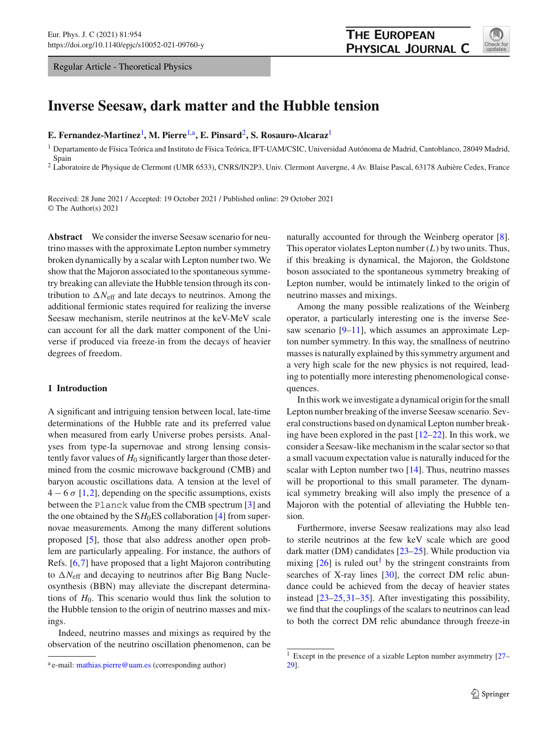Regular Article - Theoretical Physics

# Inverse Seesaw, dark matter and the Hubble tension

**E. Fernandez-Martinez**[1], **M. Pierre**[1,a], **E. Pinsard**[2], **S. Rosauro-Alcaraz**[1]

[1] Departamento de Física Teórica and Instituto de Física Teórica, IFT-UAM/CSIC, Universidad Autónoma de Madrid, Cantoblanco, 28049 Madrid, Spain

[2] Laboratoire de Physique de Clermont (UMR 6533), CNRS/IN2P3, Univ. Clermont Auvergne, 4 Av. Blaise Pascal, 63178 Aubière Cedex, France

Received: 28 June 2021 / Accepted: 19 October 2021 / Published online: 29 October 2021
© The Author(s) 2021

**Abstract** We consider the inverse Seesaw scenario for neutrino masses with the approximate Lepton number symmetry broken dynamically by a scalar with Lepton number two. We show that the Majoron associated to the spontaneous symmetry breaking can alleviate the Hubble tension through its contribution to $\Delta N_{\rm eff}$ and late decays to neutrinos. Among the additional fermionic states required for realizing the inverse Seesaw mechanism, sterile neutrinos at the keV-MeV scale can account for all the dark matter component of the Universe if produced via freeze-in from the decays of heavier degrees of freedom.

## 1 Introduction

A significant and intriguing tension between local, late-time determinations of the Hubble rate and its preferred value when measured from early Universe probes persists. Analyses from type-Ia supernovae and strong lensing consistently favor values of $H_0$ significantly larger than those determined from the cosmic microwave background (CMB) and baryon acoustic oscillations data. A tension at the level of $4-6\,\sigma$ [1,2], depending on the specific assumptions, exists between the Planck value from the CMB spectrum [3] and the one obtained by the S$H_0$ES collaboration [4] from supernovae measurements. Among the many different solutions proposed [5], those that also address another open problem are particularly appealing. For instance, the authors of Refs. [6,7] have proposed that a light Majoron contributing to $\Delta N_{\rm eff}$ and decaying to neutrinos after Big Bang Nucleosynthesis (BBN) may alleviate the discrepant determinations of $H_0$. This scenario would thus link the solution to the Hubble tension to the origin of neutrino masses and mixings.

Indeed, neutrino masses and mixings as required by the observation of the neutrino oscillation phenomenon, can be naturally accounted for through the Weinberg operator [8]. This operator violates Lepton number ($L$) by two units. Thus, if this breaking is dynamical, the Majoron, the Goldstone boson associated to the spontaneous symmetry breaking of Lepton number, would be intimately linked to the origin of neutrino masses and mixings.

Among the many possible realizations of the Weinberg operator, a particularly interesting one is the inverse Seesaw scenario [9–11], which assumes an approximate Lepton number symmetry. In this way, the smallness of neutrino masses is naturally explained by this symmetry argument and a very high scale for the new physics is not required, leading to potentially more interesting phenomenological consequences.

In this work we investigate a dynamical origin for the small Lepton number breaking of the inverse Seesaw scenario. Several constructions based on dynamical Lepton number breaking have been explored in the past [12–22]. In this work, we consider a Seesaw-like mechanism in the scalar sector so that a small vacuum expectation value is naturally induced for the scalar with Lepton number two [14]. Thus, neutrino masses will be proportional to this small parameter. The dynamical symmetry breaking will also imply the presence of a Majoron with the potential of alleviating the Hubble tension.

Furthermore, inverse Seesaw realizations may also lead to sterile neutrinos at the few keV scale which are good dark matter (DM) candidates [23–25]. While production via mixing [26] is ruled out[1] by the stringent constraints from searches of X-ray lines [30], the correct DM relic abundance could be achieved from the decay of heavier states instead [23–25,31–35]. After investigating this possibility, we find that the couplings of the scalars to neutrinos can lead to both the correct DM relic abundance through freeze-in

---

[1] Except in the presence of a sizable Lepton number asymmetry [27–29].

[a] e-mail: mathias.pierre@uam.es (corresponding author)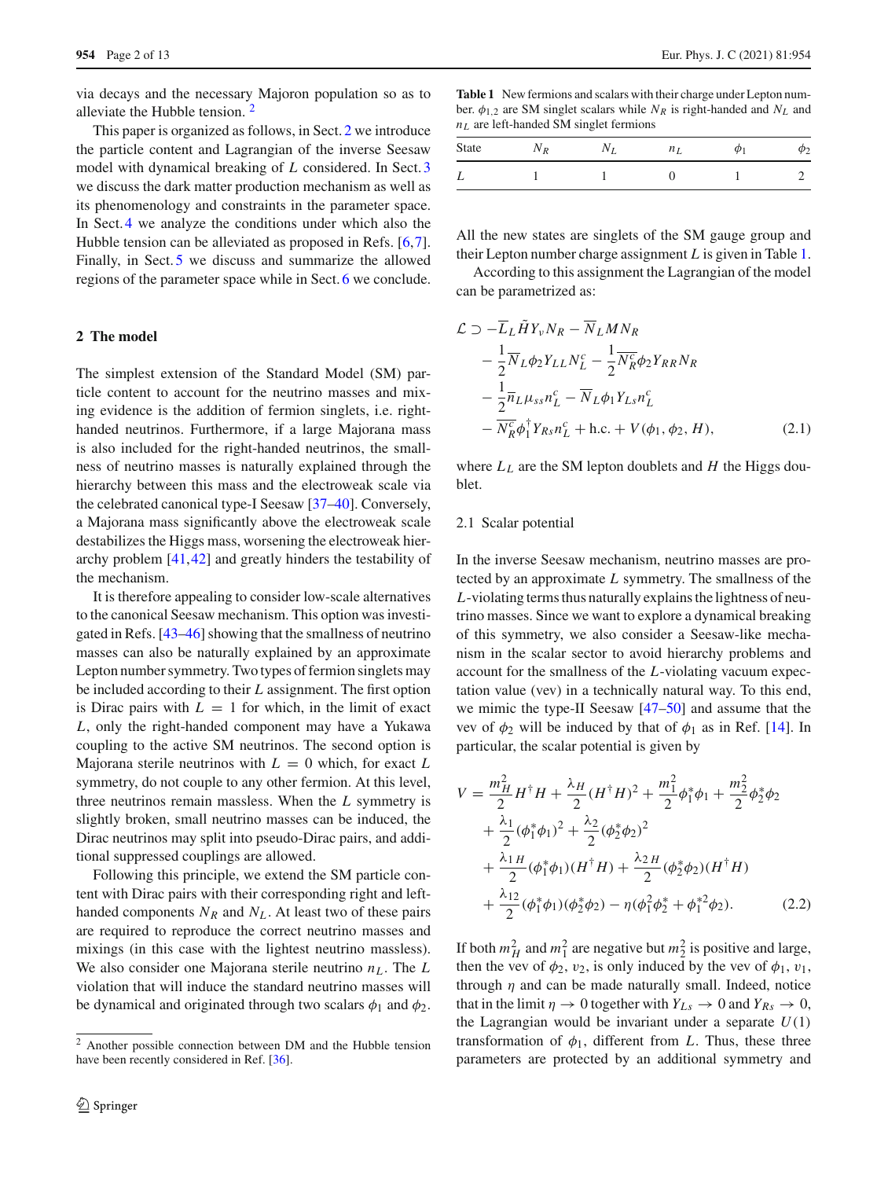via decays and the necessary Majoron population so as to alleviate the Hubble tension. [2]

This paper is organized as follows, in Sect. 2 we introduce the particle content and Lagrangian of the inverse Seesaw model with dynamical breaking of $L$ considered. In Sect. 3 we discuss the dark matter production mechanism as well as its phenomenology and constraints in the parameter space. In Sect. 4 we analyze the conditions under which also the Hubble tension can be alleviated as proposed in Refs. [6,7]. Finally, in Sect. 5 we discuss and summarize the allowed regions of the parameter space while in Sect. 6 we conclude.

## 2 The model

The simplest extension of the Standard Model (SM) particle content to account for the neutrino masses and mixing evidence is the addition of fermion singlets, i.e. right-handed neutrinos. Furthermore, if a large Majorana mass is also included for the right-handed neutrinos, the smallness of neutrino masses is naturally explained through the hierarchy between this mass and the electroweak scale via the celebrated canonical type-I Seesaw [37–40]. Conversely, a Majorana mass significantly above the electroweak scale destabilizes the Higgs mass, worsening the electroweak hierarchy problem [41,42] and greatly hinders the testability of the mechanism.

It is therefore appealing to consider low-scale alternatives to the canonical Seesaw mechanism. This option was investigated in Refs. [43–46] showing that the smallness of neutrino masses can also be naturally explained by an approximate Lepton number symmetry. Two types of fermion singlets may be included according to their $L$ assignment. The first option is Dirac pairs with $L = 1$ for which, in the limit of exact $L$, only the right-handed component may have a Yukawa coupling to the active SM neutrinos. The second option is Majorana sterile neutrinos with $L = 0$ which, for exact $L$ symmetry, do not couple to any other fermion. At this level, three neutrinos remain massless. When the $L$ symmetry is slightly broken, small neutrino masses can be induced, the Dirac neutrinos may split into pseudo-Dirac pairs, and additional suppressed couplings are allowed.

Following this principle, we extend the SM particle content with Dirac pairs with their corresponding right and left-handed components $N_R$ and $N_L$. At least two of these pairs are required to reproduce the correct neutrino masses and mixings (in this case with the lightest neutrino massless). We also consider one Majorana sterile neutrino $n_L$. The $L$ violation that will induce the standard neutrino masses will be dynamical and originated through two scalars $\phi_1$ and $\phi_2$.

[2] Another possible connection between DM and the Hubble tension have been recently considered in Ref. [36].

**Table 1** New fermions and scalars with their charge under Lepton number. $\phi_{1,2}$ are SM singlet scalars while $N_R$ is right-handed and $N_L$ and $n_L$ are left-handed SM singlet fermions

| State | $N_R$ | $N_L$ | $n_L$ | $\phi_1$ | $\phi_2$ |
|---|---|---|---|---|---|
| $L$ | 1 | 1 | 0 | 1 | 2 |

All the new states are singlets of the SM gauge group and their Lepton number charge assignment $L$ is given in Table 1.

According to this assignment the Lagrangian of the model can be parametrized as:

$$
\begin{aligned}
\mathcal{L} \supset & -\overline{L}_L \tilde{H} Y_\nu N_R - \overline{N}_L M N_R \\
& - \frac{1}{2}\overline{N}_L \phi_2 Y_{LL} N_L^c - \frac{1}{2}\overline{N_R^c}\phi_2 Y_{RR} N_R \\
& - \frac{1}{2}\overline{n}_L \mu_{ss} n_L^c - \overline{N}_L \phi_1 Y_{Ls} n_L^c \\
& - \overline{N_R^c}\phi_1^\dagger Y_{Rs} n_L^c + \text{h.c.} + V(\phi_1, \phi_2, H),
\end{aligned} \tag{2.1}
$$

where $L_L$ are the SM lepton doublets and $H$ the Higgs doublet.

### 2.1 Scalar potential

In the inverse Seesaw mechanism, neutrino masses are protected by an approximate $L$ symmetry. The smallness of the $L$-violating terms thus naturally explains the lightness of neutrino masses. Since we want to explore a dynamical breaking of this symmetry, we also consider a Seesaw-like mechanism in the scalar sector to avoid hierarchy problems and account for the smallness of the $L$-violating vacuum expectation value (vev) in a technically natural way. To this end, we mimic the type-II Seesaw [47–50] and assume that the vev of $\phi_2$ will be induced by that of $\phi_1$ as in Ref. [14]. In particular, the scalar potential is given by

$$
\begin{aligned}
V = & \frac{m_H^2}{2} H^\dagger H + \frac{\lambda_H}{2}(H^\dagger H)^2 + \frac{m_1^2}{2}\phi_1^*\phi_1 + \frac{m_2^2}{2}\phi_2^*\phi_2 \\
& + \frac{\lambda_1}{2}(\phi_1^*\phi_1)^2 + \frac{\lambda_2}{2}(\phi_2^*\phi_2)^2 \\
& + \frac{\lambda_{1H}}{2}(\phi_1^*\phi_1)(H^\dagger H) + \frac{\lambda_{2H}}{2}(\phi_2^*\phi_2)(H^\dagger H) \\
& + \frac{\lambda_{12}}{2}(\phi_1^*\phi_1)(\phi_2^*\phi_2) - \eta(\phi_1^2\phi_2^* + \phi_1^{*2}\phi_2).
\end{aligned} \tag{2.2}
$$

If both $m_H^2$ and $m_1^2$ are negative but $m_2^2$ is positive and large, then the vev of $\phi_2$, $v_2$, is only induced by the vev of $\phi_1$, $v_1$, through $\eta$ and can be made naturally small. Indeed, notice that in the limit $\eta \to 0$ together with $Y_{Ls} \to 0$ and $Y_{Rs} \to 0$, the Lagrangian would be invariant under a separate $U(1)$ transformation of $\phi_1$, different from $L$. Thus, these three parameters are protected by an additional symmetry and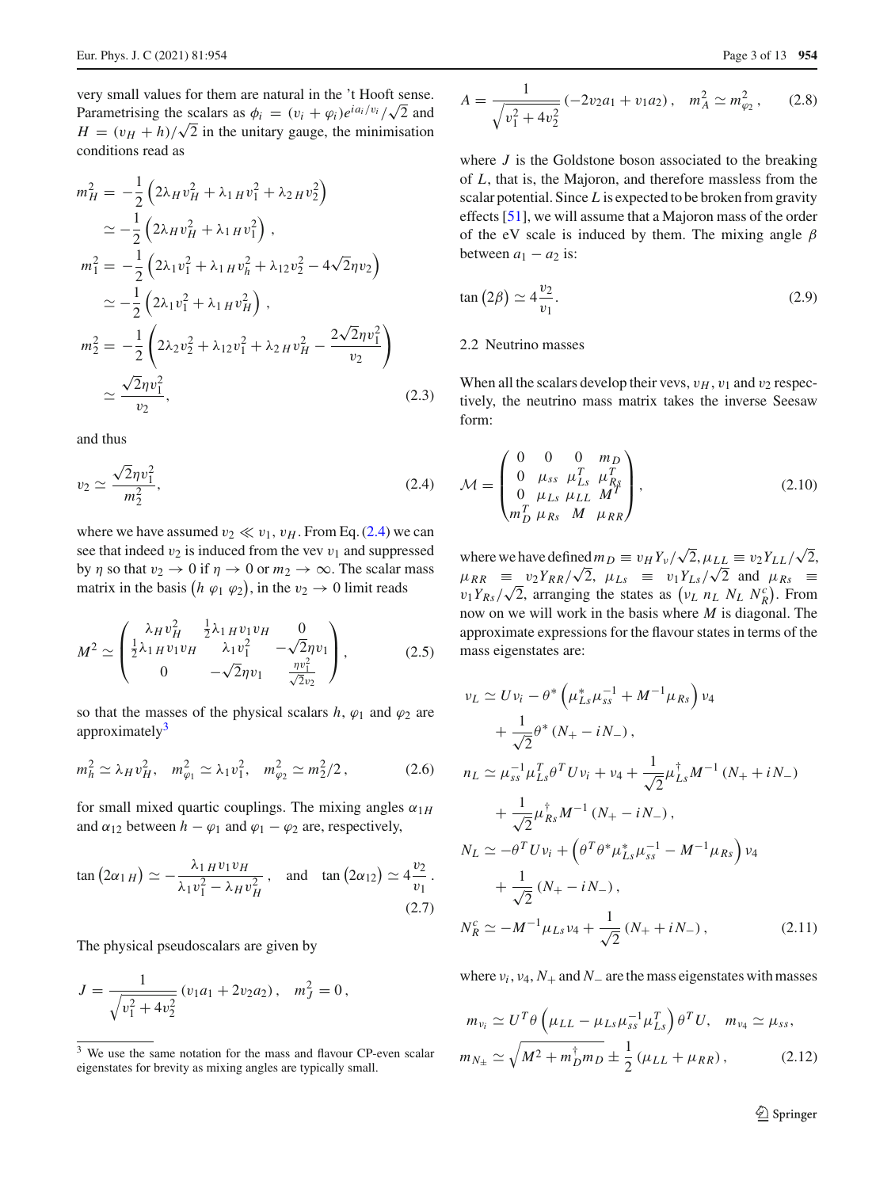very small values for them are natural in the 't Hooft sense. Parametrising the scalars as $\phi_i = (v_i + \varphi_i) e^{i a_i / v_i}/\sqrt{2}$ and $H = (v_H + h)/\sqrt{2}$ in the unitary gauge, the minimisation conditions read as

$$
\begin{aligned}
m_H^2 &= -\frac{1}{2}\left(2\lambda_H v_H^2 + \lambda_{1H} v_1^2 + \lambda_{2H} v_2^2\right) \\
&\simeq -\frac{1}{2}\left(2\lambda_H v_H^2 + \lambda_{1H} v_1^2\right), \\
m_1^2 &= -\frac{1}{2}\left(2\lambda_1 v_1^2 + \lambda_{1H} v_h^2 + \lambda_{12} v_2^2 - 4\sqrt{2}\eta v_2\right) \\
&\simeq -\frac{1}{2}\left(2\lambda_1 v_1^2 + \lambda_{1H} v_H^2\right), \\
m_2^2 &= -\frac{1}{2}\left(2\lambda_2 v_2^2 + \lambda_{12} v_1^2 + \lambda_{2H} v_H^2 - \frac{2\sqrt{2}\eta v_1^2}{v_2}\right) \\
&\simeq \frac{\sqrt{2}\eta v_1^2}{v_2},
\end{aligned}
\tag{2.3}
$$

and thus

$$
v_2 \simeq \frac{\sqrt{2}\eta v_1^2}{m_2^2}, \tag{2.4}
$$

where we have assumed $v_2 \ll v_1, v_H$. From Eq. (2.4) we can see that indeed $v_2$ is induced from the vev $v_1$ and suppressed by $\eta$ so that $v_2 \to 0$ if $\eta \to 0$ or $m_2 \to \infty$. The scalar mass matrix in the basis $\left(h\ \varphi_1\ \varphi_2\right)$, in the $v_2 \to 0$ limit reads

$$
M^2 \simeq \begin{pmatrix} \lambda_H v_H^2 & \frac{1}{2}\lambda_{1H} v_1 v_H & 0 \\ \frac{1}{2}\lambda_{1H} v_1 v_H & \lambda_1 v_1^2 & -\sqrt{2}\eta v_1 \\ 0 & -\sqrt{2}\eta v_1 & \frac{\eta v_1^2}{\sqrt{2} v_2} \end{pmatrix}, \tag{2.5}
$$

so that the masses of the physical scalars $h$, $\varphi_1$ and $\varphi_2$ are approximately[3]

$$
m_h^2 \simeq \lambda_H v_H^2, \quad m_{\varphi_1}^2 \simeq \lambda_1 v_1^2, \quad m_{\varphi_2}^2 \simeq m_2^2/2, \tag{2.6}
$$

for small mixed quartic couplings. The mixing angles $\alpha_{1H}$ and $\alpha_{12}$ between $h - \varphi_1$ and $\varphi_1 - \varphi_2$ are, respectively,

$$
\tan\left(2\alpha_{1H}\right) \simeq -\frac{\lambda_{1H} v_1 v_H}{\lambda_1 v_1^2 - \lambda_H v_H^2}, \quad \text{and} \quad \tan\left(2\alpha_{12}\right) \simeq 4\frac{v_2}{v_1}. \tag{2.7}
$$

The physical pseudoscalars are given by

$$
J = \frac{1}{\sqrt{v_1^2 + 4v_2^2}}\left(v_1 a_1 + 2 v_2 a_2\right), \quad m_J^2 = 0,
$$

$$
A = \frac{1}{\sqrt{v_1^2 + 4v_2^2}}\left(-2 v_2 a_1 + v_1 a_2\right), \quad m_A^2 \simeq m_{\varphi_2}^2, \tag{2.8}
$$

where $J$ is the Goldstone boson associated to the breaking of $L$, that is, the Majoron, and therefore massless from the scalar potential. Since $L$ is expected to be broken from gravity effects [51], we will assume that a Majoron mass of the order of the eV scale is induced by them. The mixing angle $\beta$ between $a_1 - a_2$ is:

$$
\tan\left(2\beta\right) \simeq 4\frac{v_2}{v_1}. \tag{2.9}
$$

### 2.2 Neutrino masses

When all the scalars develop their vevs, $v_H$, $v_1$ and $v_2$ respectively, the neutrino mass matrix takes the inverse Seesaw form:

$$
\mathcal{M} = \begin{pmatrix} 0 & 0 & 0 & m_D \\ 0 & \mu_{ss} & \mu_{Ls}^T & \mu_{Rs}^T \\ 0 & \mu_{Ls} & \mu_{LL} & M^T \\ m_D^T & \mu_{Rs} & M & \mu_{RR} \end{pmatrix}, \tag{2.10}
$$

where we have defined $m_D \equiv v_H Y_\nu/\sqrt{2}$, $\mu_{LL} \equiv v_2 Y_{LL}/\sqrt{2}$, $\mu_{RR} \equiv v_2 Y_{RR}/\sqrt{2}$, $\mu_{Ls} \equiv v_1 Y_{Ls}/\sqrt{2}$ and $\mu_{Rs} \equiv v_1 Y_{Rs}/\sqrt{2}$, arranging the states as $\left(\nu_L\ n_L\ N_L\ N_R^c\right)$. From now on we will work in the basis where $M$ is diagonal. The approximate expressions for the flavour states in terms of the mass eigenstates are:

$$
\begin{aligned}
\nu_L &\simeq U\nu_i - \theta^*\left(\mu_{Ls}^*\mu_{ss}^{-1} + M^{-1}\mu_{Rs}\right)\nu_4 \\
&\quad + \frac{1}{\sqrt{2}}\theta^*\left(N_+ - iN_-\right), \\
n_L &\simeq \mu_{ss}^{-1}\mu_{Ls}^T\theta^T U\nu_i + \nu_4 + \frac{1}{\sqrt{2}}\mu_{Ls}^\dagger M^{-1}\left(N_+ + iN_-\right) \\
&\quad + \frac{1}{\sqrt{2}}\mu_{Rs}^\dagger M^{-1}\left(N_+ - iN_-\right), \\
N_L &\simeq -\theta^T U\nu_i + \left(\theta^T\theta^*\mu_{Ls}^*\mu_{ss}^{-1} - M^{-1}\mu_{Rs}\right)\nu_4 \\
&\quad + \frac{1}{\sqrt{2}}\left(N_+ - iN_-\right), \\
N_R^c &\simeq -M^{-1}\mu_{Ls}\nu_4 + \frac{1}{\sqrt{2}}\left(N_+ + iN_-\right),
\end{aligned}
\tag{2.11}
$$

where $\nu_i$, $\nu_4$, $N_+$ and $N_-$ are the mass eigenstates with masses

$$
\begin{aligned}
m_{\nu_i} &\simeq U^T\theta\left(\mu_{LL} - \mu_{Ls}\mu_{ss}^{-1}\mu_{Ls}^T\right)\theta^T U, \quad m_{\nu_4} \simeq \mu_{ss}, \\
m_{N_\pm} &\simeq \sqrt{M^2 + m_D^\dagger m_D} \pm \frac{1}{2}\left(\mu_{LL} + \mu_{RR}\right),
\end{aligned}
\tag{2.12}
$$

[3] We use the same notation for the mass and flavour CP-even scalar eigenstates for brevity as mixing angles are typically small.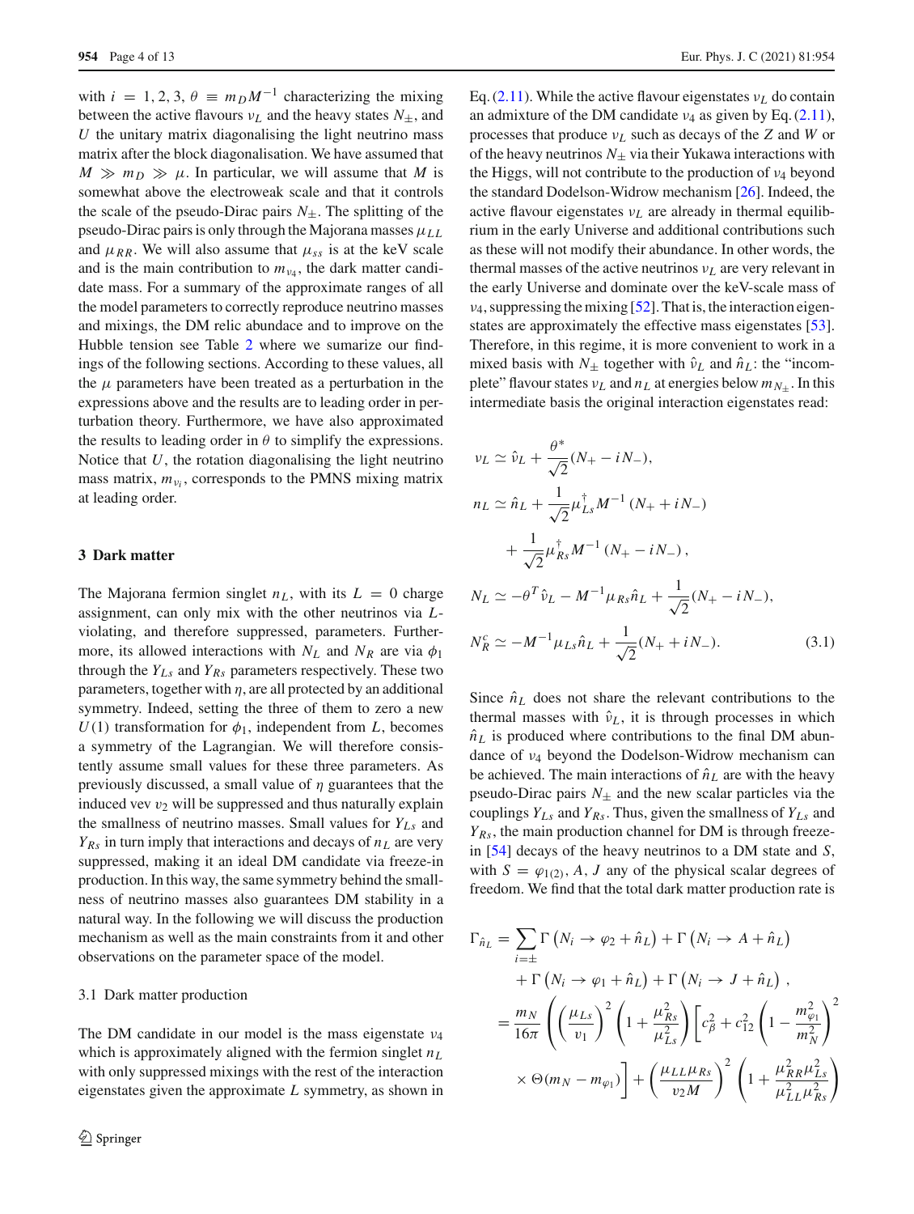with $i = 1, 2, 3$, $\theta \equiv m_D M^{-1}$ characterizing the mixing between the active flavours $\nu_L$ and the heavy states $N_\pm$, and $U$ the unitary matrix diagonalising the light neutrino mass matrix after the block diagonalisation. We have assumed that $M \gg m_D \gg \mu$. In particular, we will assume that $M$ is somewhat above the electroweak scale and that it controls the scale of the pseudo-Dirac pairs $N_\pm$. The splitting of the pseudo-Dirac pairs is only through the Majorana masses $\mu_{LL}$ and $\mu_{RR}$. We will also assume that $\mu_{ss}$ is at the keV scale and is the main contribution to $m_{\nu_4}$, the dark matter candidate mass. For a summary of the approximate ranges of all the model parameters to correctly reproduce neutrino masses and mixings, the DM relic abundace and to improve on the Hubble tension see Table 2 where we sumarize our findings of the following sections. According to these values, all the $\mu$ parameters have been treated as a perturbation in the expressions above and the results are to leading order in perturbation theory. Furthermore, we have also approximated the results to leading order in $\theta$ to simplify the expressions. Notice that $U$, the rotation diagonalising the light neutrino mass matrix, $m_{\nu_i}$, corresponds to the PMNS mixing matrix at leading order.

## 3 Dark matter

The Majorana fermion singlet $n_L$, with its $L = 0$ charge assignment, can only mix with the other neutrinos via $L$-violating, and therefore suppressed, parameters. Furthermore, its allowed interactions with $N_L$ and $N_R$ are via $\phi_1$ through the $Y_{Ls}$ and $Y_{Rs}$ parameters respectively. These two parameters, together with $\eta$, are all protected by an additional symmetry. Indeed, setting the three of them to zero a new $U(1)$ transformation for $\phi_1$, independent from $L$, becomes a symmetry of the Lagrangian. We will therefore consistently assume small values for these three parameters. As previously discussed, a small value of $\eta$ guarantees that the induced vev $v_2$ will be suppressed and thus naturally explain the smallness of neutrino masses. Small values for $Y_{Ls}$ and $Y_{Rs}$ in turn imply that interactions and decays of $n_L$ are very suppressed, making it an ideal DM candidate via freeze-in production. In this way, the same symmetry behind the smallness of neutrino masses also guarantees DM stability in a natural way. In the following we will discuss the production mechanism as well as the main constraints from it and other observations on the parameter space of the model.

### 3.1 Dark matter production

The DM candidate in our model is the mass eigenstate $\nu_4$ which is approximately aligned with the fermion singlet $n_L$ with only suppressed mixings with the rest of the interaction eigenstates given the approximate $L$ symmetry, as shown in Eq. (2.11). While the active flavour eigenstates $\nu_L$ do contain an admixture of the DM candidate $\nu_4$ as given by Eq. (2.11), processes that produce $\nu_L$ such as decays of the $Z$ and $W$ or of the heavy neutrinos $N_\pm$ via their Yukawa interactions with the Higgs, will not contribute to the production of $\nu_4$ beyond the standard Dodelson-Widrow mechanism [26]. Indeed, the active flavour eigenstates $\nu_L$ are already in thermal equilibrium in the early Universe and additional contributions such as these will not modify their abundance. In other words, the thermal masses of the active neutrinos $\nu_L$ are very relevant in the early Universe and dominate over the keV-scale mass of $\nu_4$, suppressing the mixing [52]. That is, the interaction eigenstates are approximately the effective mass eigenstates [53]. Therefore, in this regime, it is more convenient to work in a mixed basis with $N_\pm$ together with $\hat{\nu}_L$ and $\hat{n}_L$: the "incomplete" flavour states $\nu_L$ and $n_L$ at energies below $m_{N_\pm}$. In this intermediate basis the original interaction eigenstates read:

$$
\begin{aligned}
\nu_L &\simeq \hat{\nu}_L + \frac{\theta^*}{\sqrt{2}}(N_+ - iN_-), \\
n_L &\simeq \hat{n}_L + \frac{1}{\sqrt{2}}\mu^\dagger_{Ls} M^{-1}\,(N_+ + iN_-) \\
&\quad + \frac{1}{\sqrt{2}}\mu^\dagger_{Rs} M^{-1}\,(N_+ - iN_-)\,, \\
N_L &\simeq -\theta^T \hat{\nu}_L - M^{-1}\mu_{Rs}\hat{n}_L + \frac{1}{\sqrt{2}}(N_+ - iN_-), \\
N_R^c &\simeq -M^{-1}\mu_{Ls}\hat{n}_L + \frac{1}{\sqrt{2}}(N_+ + iN_-).
\end{aligned}
\tag{3.1}
$$

Since $\hat{n}_L$ does not share the relevant contributions to the thermal masses with $\hat{\nu}_L$, it is through processes in which $\hat{n}_L$ is produced where contributions to the final DM abundance of $\nu_4$ beyond the Dodelson-Widrow mechanism can be achieved. The main interactions of $\hat{n}_L$ are with the heavy pseudo-Dirac pairs $N_\pm$ and the new scalar particles via the couplings $Y_{Ls}$ and $Y_{Rs}$. Thus, given the smallness of $Y_{Ls}$ and $Y_{Rs}$, the main production channel for DM is through freeze-in [54] decays of the heavy neutrinos to a DM state and $S$, with $S = \varphi_{1(2)}, A, J$ any of the physical scalar degrees of freedom. We find that the total dark matter production rate is

$$
\begin{aligned}
\Gamma_{\hat{n}_L} &= \sum_{i=\pm} \Gamma\left(N_i \to \varphi_2 + \hat{n}_L\right) + \Gamma\left(N_i \to A + \hat{n}_L\right) \\
&\quad + \Gamma\left(N_i \to \varphi_1 + \hat{n}_L\right) + \Gamma\left(N_i \to J + \hat{n}_L\right)\,, \\
&= \frac{m_N}{16\pi}\left(\left(\frac{\mu_{Ls}}{v_1}\right)^2 \left(1 + \frac{\mu^2_{Rs}}{\mu^2_{Ls}}\right)\left[c^2_\beta + c^2_{12}\left(1 - \frac{m^2_{\varphi_1}}{m^2_N}\right)^2\right.\right. \\
&\quad \left.\times\,\Theta(m_N - m_{\varphi_1})\right] + \left(\frac{\mu_{LL}\mu_{Rs}}{v_2 M}\right)^2 \left(1 + \frac{\mu^2_{RR}\mu^2_{Ls}}{\mu^2_{LL}\mu^2_{Rs}}\right)
\end{aligned}
$$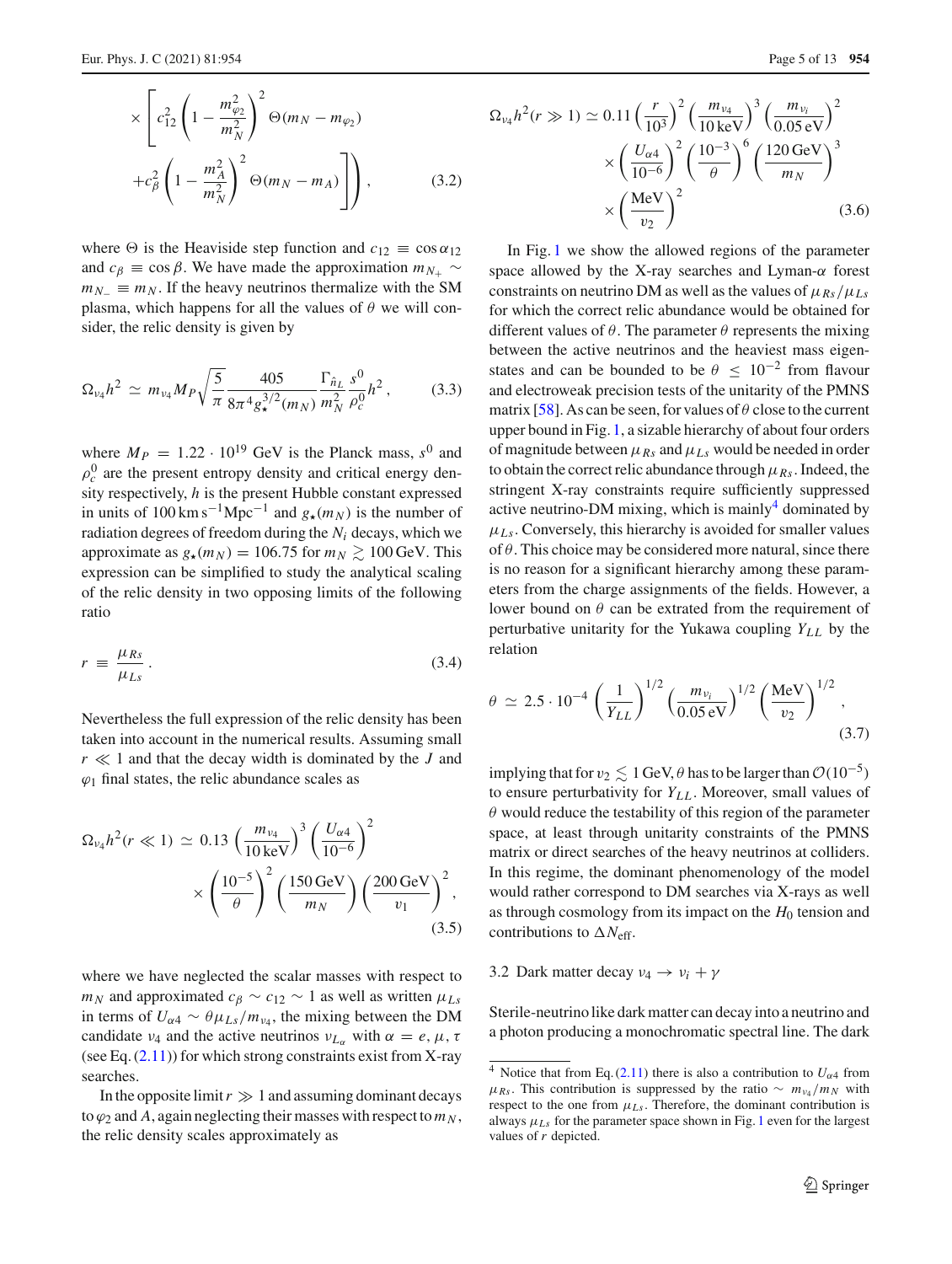$$\times \left[ c_{12}^2 \left(1 - \frac{m_{\varphi_2}^2}{m_N^2}\right)^2 \Theta(m_N - m_{\varphi_2}) + c_\beta^2 \left(1 - \frac{m_A^2}{m_N^2}\right)^2 \Theta(m_N - m_A) \right] \Bigg), \tag{3.2}$$

where $\Theta$ is the Heaviside step function and $c_{12} \equiv \cos\alpha_{12}$ and $c_\beta \equiv \cos\beta$. We have made the approximation $m_{N_+} \sim m_{N_-} \equiv m_N$. If the heavy neutrinos thermalize with the SM plasma, which happens for all the values of $\theta$ we will consider, the relic density is given by

$$\Omega_{\nu_4} h^2 \simeq m_{\nu_4} M_P \sqrt{\frac{5}{\pi}} \frac{405}{8\pi^4 g_\star^{3/2}(m_N)} \frac{\Gamma_{\hat{n}_L}}{m_N^2} \frac{s^0}{\rho_c^0} h^2, \tag{3.3}$$

where $M_P = 1.22 \cdot 10^{19}$ GeV is the Planck mass, $s^0$ and $\rho_c^0$ are the present entropy density and critical energy density respectively, $h$ is the present Hubble constant expressed in units of $100\,\mathrm{km\,s^{-1}Mpc^{-1}}$ and $g_\star(m_N)$ is the number of radiation degrees of freedom during the $N_i$ decays, which we approximate as $g_\star(m_N) = 106.75$ for $m_N \gtrsim 100$ GeV. This expression can be simplified to study the analytical scaling of the relic density in two opposing limits of the following ratio

$$r \equiv \frac{\mu_{Rs}}{\mu_{Ls}}. \tag{3.4}$$

Nevertheless the full expression of the relic density has been taken into account in the numerical results. Assuming small $r \ll 1$ and that the decay width is dominated by the $J$ and $\varphi_1$ final states, the relic abundance scales as

$$\Omega_{\nu_4} h^2 (r \ll 1) \simeq 0.13 \left(\frac{m_{\nu_4}}{10\,\mathrm{keV}}\right)^3 \left(\frac{U_{\alpha 4}}{10^{-6}}\right)^2 \times \left(\frac{10^{-5}}{\theta}\right)^2 \left(\frac{150\,\mathrm{GeV}}{m_N}\right) \left(\frac{200\,\mathrm{GeV}}{v_1}\right)^2, \tag{3.5}$$

where we have neglected the scalar masses with respect to $m_N$ and approximated $c_\beta \sim c_{12} \sim 1$ as well as written $\mu_{Ls}$ in terms of $U_{\alpha 4} \sim \theta \mu_{Ls}/m_{\nu_4}$, the mixing between the DM candidate $\nu_4$ and the active neutrinos $\nu_{L_\alpha}$ with $\alpha = e, \mu, \tau$ (see Eq. (2.11)) for which strong constraints exist from X-ray searches.

In the opposite limit $r \gg 1$ and assuming dominant decays to $\varphi_2$ and $A$, again neglecting their masses with respect to $m_N$, the relic density scales approximately as

$$\Omega_{\nu_4} h^2 (r \gg 1) \simeq 0.11 \left(\frac{r}{10^3}\right)^2 \left(\frac{m_{\nu_4}}{10\,\mathrm{keV}}\right)^3 \left(\frac{m_{\nu_i}}{0.05\,\mathrm{eV}}\right)^2 \times \left(\frac{U_{\alpha 4}}{10^{-6}}\right)^2 \left(\frac{10^{-3}}{\theta}\right)^6 \left(\frac{120\,\mathrm{GeV}}{m_N}\right)^3 \times \left(\frac{\mathrm{MeV}}{v_2}\right)^2 \tag{3.6}$$

In Fig. 1 we show the allowed regions of the parameter space allowed by the X-ray searches and Lyman-$\alpha$ forest constraints on neutrino DM as well as the values of $\mu_{Rs}/\mu_{Ls}$ for which the correct relic abundance would be obtained for different values of $\theta$. The parameter $\theta$ represents the mixing between the active neutrinos and the heaviest mass eigenstates and can be bounded to be $\theta \leq 10^{-2}$ from flavour and electroweak precision tests of the unitarity of the PMNS matrix [58]. As can be seen, for values of $\theta$ close to the current upper bound in Fig. 1, a sizable hierarchy of about four orders of magnitude between $\mu_{Rs}$ and $\mu_{Ls}$ would be needed in order to obtain the correct relic abundance through $\mu_{Rs}$. Indeed, the stringent X-ray constraints require sufficiently suppressed active neutrino-DM mixing, which is mainly[4] dominated by $\mu_{Ls}$. Conversely, this hierarchy is avoided for smaller values of $\theta$. This choice may be considered more natural, since there is no reason for a significant hierarchy among these parameters from the charge assignments of the fields. However, a lower bound on $\theta$ can be extrated from the requirement of perturbative unitarity for the Yukawa coupling $Y_{LL}$ by the relation

$$\theta \simeq 2.5 \cdot 10^{-4} \left(\frac{1}{Y_{LL}}\right)^{1/2} \left(\frac{m_{\nu_i}}{0.05\,\mathrm{eV}}\right)^{1/2} \left(\frac{\mathrm{MeV}}{v_2}\right)^{1/2}, \tag{3.7}$$

implying that for $v_2 \lesssim 1$ GeV, $\theta$ has to be larger than $\mathcal{O}(10^{-5})$ to ensure perturbativity for $Y_{LL}$. Moreover, small values of $\theta$ would reduce the testability of this region of the parameter space, at least through unitarity constraints of the PMNS matrix or direct searches of the heavy neutrinos at colliders. In this regime, the dominant phenomenology of the model would rather correspond to DM searches via X-rays as well as through cosmology from its impact on the $H_0$ tension and contributions to $\Delta N_{\mathrm{eff}}$.

### 3.2 Dark matter decay $\nu_4 \to \nu_i + \gamma$

Sterile-neutrino like dark matter can decay into a neutrino and a photon producing a monochromatic spectral line. The dark

[4] Notice that from Eq. (2.11) there is also a contribution to $U_{\alpha 4}$ from $\mu_{Rs}$. This contribution is suppressed by the ratio $\sim m_{\nu_4}/m_N$ with respect to the one from $\mu_{Ls}$. Therefore, the dominant contribution is always $\mu_{Ls}$ for the parameter space shown in Fig. 1 even for the largest values of $r$ depicted.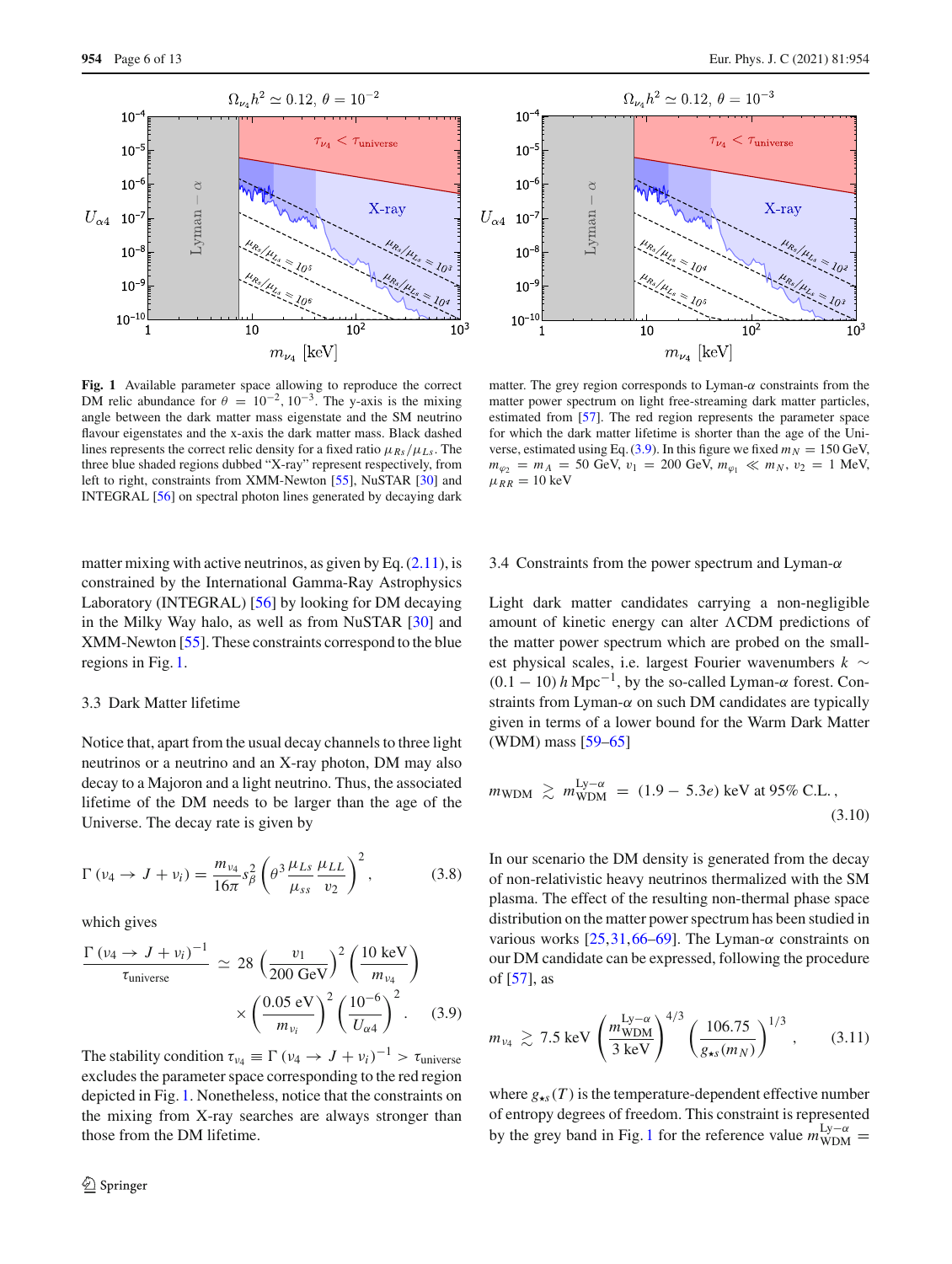**Fig. 1** Available parameter space allowing to reproduce the correct DM relic abundance for $\theta = 10^{-2}, 10^{-3}$. The y-axis is the mixing angle between the dark matter mass eigenstate and the SM neutrino flavour eigenstates and the x-axis the dark matter mass. Black dashed lines represents the correct relic density for a fixed ratio $\mu_{Rs}/\mu_{Ls}$. The three blue shaded regions dubbed "X-ray" represent respectively, from left to right, constraints from XMM-Newton [55], NuSTAR [30] and INTEGRAL [56] on spectral photon lines generated by decaying dark matter. The grey region corresponds to Lyman-$\alpha$ constraints from the matter power spectrum on light free-streaming dark matter particles, estimated from [57]. The red region represents the parameter space for which the dark matter lifetime is shorter than the age of the Universe, estimated using Eq. (3.9). In this figure we fixed $m_N = 150$ GeV, $m_{\varphi_2} = m_A = 50$ GeV, $v_1 = 200$ GeV, $m_{\varphi_1} \ll m_N$, $v_2 = 1$ MeV, $\mu_{RR} = 10$ keV

matter mixing with active neutrinos, as given by Eq. (2.11), is constrained by the International Gamma-Ray Astrophysics Laboratory (INTEGRAL) [56] by looking for DM decaying in the Milky Way halo, as well as from NuSTAR [30] and XMM-Newton [55]. These constraints correspond to the blue regions in Fig. 1.

### 3.3 Dark Matter lifetime

Notice that, apart from the usual decay channels to three light neutrinos or a neutrino and an X-ray photon, DM may also decay to a Majoron and a light neutrino. Thus, the associated lifetime of the DM needs to be larger than the age of the Universe. The decay rate is given by

$$\Gamma\left(\nu_4 \to J + \nu_i\right) = \frac{m_{\nu_4}}{16\pi} s_\beta^2 \left(\theta^3 \frac{\mu_{Ls}}{\mu_{ss}} \frac{\mu_{LL}}{v_2}\right)^2, \tag{3.8}$$

which gives

$$\frac{\Gamma\left(\nu_4 \to J + \nu_i\right)^{-1}}{\tau_{\text{universe}}} \simeq 28 \left(\frac{v_1}{200\ \text{GeV}}\right)^2 \left(\frac{10\ \text{keV}}{m_{\nu_4}}\right) \times \left(\frac{0.05\ \text{eV}}{m_{\nu_i}}\right)^2 \left(\frac{10^{-6}}{U_{\alpha 4}}\right)^2. \tag{3.9}$$

The stability condition $\tau_{\nu_4} \equiv \Gamma\left(\nu_4 \to J + \nu_i\right)^{-1} > \tau_{\text{universe}}$ excludes the parameter space corresponding to the red region depicted in Fig. 1. Nonetheless, notice that the constraints on the mixing from X-ray searches are always stronger than those from the DM lifetime.

### 3.4 Constraints from the power spectrum and Lyman-$\alpha$

Light dark matter candidates carrying a non-negligible amount of kinetic energy can alter $\Lambda$CDM predictions of the matter power spectrum which are probed on the smallest physical scales, i.e. largest Fourier wavenumbers $k \sim (0.1 - 10)\, h\, \text{Mpc}^{-1}$, by the so-called Lyman-$\alpha$ forest. Constraints from Lyman-$\alpha$ on such DM candidates are typically given in terms of a lower bound for the Warm Dark Matter (WDM) mass [59–65]

$$m_{\text{WDM}} \gtrsim m_{\text{WDM}}^{\text{Ly}-\alpha} = (1.9 - 5.3e)\ \text{keV at 95\% C.L.}, \tag{3.10}$$

In our scenario the DM density is generated from the decay of non-relativistic heavy neutrinos thermalized with the SM plasma. The effect of the resulting non-thermal phase space distribution on the matter power spectrum has been studied in various works [25,31,66–69]. The Lyman-$\alpha$ constraints on our DM candidate can be expressed, following the procedure of [57], as

$$m_{\nu_4} \gtrsim 7.5\ \text{keV} \left(\frac{m_{\text{WDM}}^{\text{Ly}-\alpha}}{3\ \text{keV}}\right)^{4/3} \left(\frac{106.75}{g_{\star s}(m_N)}\right)^{1/3}, \tag{3.11}$$

where $g_{\star s}(T)$ is the temperature-dependent effective number of entropy degrees of freedom. This constraint is represented by the grey band in Fig. 1 for the reference value $m_{\text{WDM}}^{\text{Ly}-\alpha} =$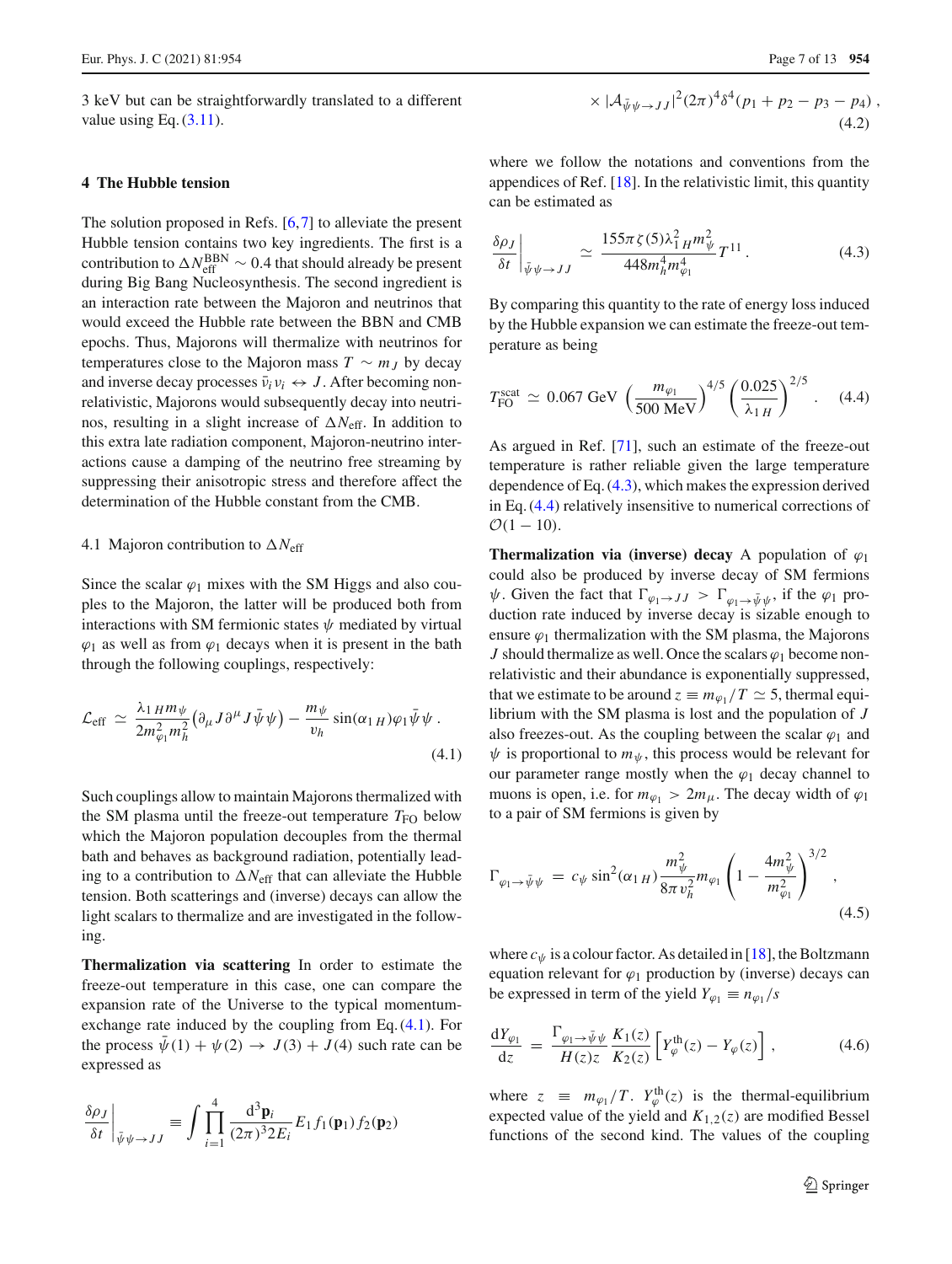3 keV but can be straightforwardly translated to a different value using Eq. (3.11).

## 4 The Hubble tension

The solution proposed in Refs. [6,7] to alleviate the present Hubble tension contains two key ingredients. The first is a contribution to $\Delta N_{\rm eff}^{\rm BBN} \sim 0.4$ that should already be present during Big Bang Nucleosynthesis. The second ingredient is an interaction rate between the Majoron and neutrinos that would exceed the Hubble rate between the BBN and CMB epochs. Thus, Majorons will thermalize with neutrinos for temperatures close to the Majoron mass $T \sim m_J$ by decay and inverse decay processes $\bar{\nu}_i \nu_i \leftrightarrow J$. After becoming non-relativistic, Majorons would subsequently decay into neutrinos, resulting in a slight increase of $\Delta N_{\rm eff}$. In addition to this extra late radiation component, Majoron-neutrino interactions cause a damping of the neutrino free streaming by suppressing their anisotropic stress and therefore affect the determination of the Hubble constant from the CMB.

### 4.1 Majoron contribution to $\Delta N_{\rm eff}$

Since the scalar $\varphi_1$ mixes with the SM Higgs and also couples to the Majoron, the latter will be produced both from interactions with SM fermionic states $\psi$ mediated by virtual $\varphi_1$ as well as from $\varphi_1$ decays when it is present in the bath through the following couplings, respectively:

$$\mathcal{L}_{\rm eff} \simeq \frac{\lambda_{1H} m_\psi}{2 m_{\varphi_1}^2 m_h^2}\left(\partial_\mu J \partial^\mu J \bar{\psi}\psi\right) - \frac{m_\psi}{v_h}\sin(\alpha_{1H})\varphi_1 \bar{\psi}\psi\,. \tag{4.1}$$

Such couplings allow to maintain Majorons thermalized with the SM plasma until the freeze-out temperature $T_{\rm FO}$ below which the Majoron population decouples from the thermal bath and behaves as background radiation, potentially leading to a contribution to $\Delta N_{\rm eff}$ that can alleviate the Hubble tension. Both scatterings and (inverse) decays can allow the light scalars to thermalize and are investigated in the following.

**Thermalization via scattering** In order to estimate the freeze-out temperature in this case, one can compare the expansion rate of the Universe to the typical momentum-exchange rate induced by the coupling from Eq. (4.1). For the process $\bar{\psi}(1) + \psi(2) \to J(3) + J(4)$ such rate can be expressed as

$$\left.\frac{\delta\rho_J}{\delta t}\right|_{\bar{\psi}\psi\to JJ} \equiv \int \prod_{i=1}^{4} \frac{{\rm d}^3\mathbf{p}_i}{(2\pi)^3 2E_i} E_1 f_1(\mathbf{p}_1) f_2(\mathbf{p}_2) \times |\mathcal{A}_{\bar{\psi}\psi\to JJ}|^2 (2\pi)^4 \delta^4(p_1+p_2-p_3-p_4)\,, \tag{4.2}$$

where we follow the notations and conventions from the appendices of Ref. [18]. In the relativistic limit, this quantity can be estimated as

$$\left.\frac{\delta\rho_J}{\delta t}\right|_{\bar{\psi}\psi\to JJ} \simeq \frac{155\pi\zeta(5)\lambda_{1H}^2 m_\psi^2}{448 m_h^4 m_{\varphi_1}^4} T^{11}\,. \tag{4.3}$$

By comparing this quantity to the rate of energy loss induced by the Hubble expansion we can estimate the freeze-out temperature as being

$$T_{\rm FO}^{\rm scat} \simeq 0.067~{\rm GeV}\left(\frac{m_{\varphi_1}}{500~{\rm MeV}}\right)^{4/5}\left(\frac{0.025}{\lambda_{1H}}\right)^{2/5}\,. \tag{4.4}$$

As argued in Ref. [71], such an estimate of the freeze-out temperature is rather reliable given the large temperature dependence of Eq. (4.3), which makes the expression derived in Eq. (4.4) relatively insensitive to numerical corrections of $\mathcal{O}(1-10)$.

**Thermalization via (inverse) decay** A population of $\varphi_1$ could also be produced by inverse decay of SM fermions $\psi$. Given the fact that $\Gamma_{\varphi_1\to JJ} > \Gamma_{\varphi_1\to\bar{\psi}\psi}$, if the $\varphi_1$ production rate induced by inverse decay is sizable enough to ensure $\varphi_1$ thermalization with the SM plasma, the Majorons $J$ should thermalize as well. Once the scalars $\varphi_1$ become non-relativistic and their abundance is exponentially suppressed, that we estimate to be around $z \equiv m_{\varphi_1}/T \simeq 5$, thermal equilibrium with the SM plasma is lost and the population of $J$ also freezes-out. As the coupling between the scalar $\varphi_1$ and $\psi$ is proportional to $m_\psi$, this process would be relevant for our parameter range mostly when the $\varphi_1$ decay channel to muons is open, i.e. for $m_{\varphi_1} > 2m_\mu$. The decay width of $\varphi_1$ to a pair of SM fermions is given by

$$\Gamma_{\varphi_1\to\bar{\psi}\psi} = c_\psi \sin^2(\alpha_{1H})\frac{m_\psi^2}{8\pi v_h^2} m_{\varphi_1}\left(1-\frac{4m_\psi^2}{m_{\varphi_1}^2}\right)^{3/2}\,, \tag{4.5}$$

where $c_\psi$ is a colour factor. As detailed in [18], the Boltzmann equation relevant for $\varphi_1$ production by (inverse) decays can be expressed in term of the yield $Y_{\varphi_1} \equiv n_{\varphi_1}/s$

$$\frac{{\rm d}Y_{\varphi_1}}{{\rm d}z} = \frac{\Gamma_{\varphi_1\to\bar{\psi}\psi}}{H(z)z}\frac{K_1(z)}{K_2(z)}\left[Y_\varphi^{\rm th}(z) - Y_\varphi(z)\right]\,, \tag{4.6}$$

where $z \equiv m_{\varphi_1}/T$. $Y_\varphi^{\rm th}(z)$ is the thermal-equilibrium expected value of the yield and $K_{1,2}(z)$ are modified Bessel functions of the second kind. The values of the coupling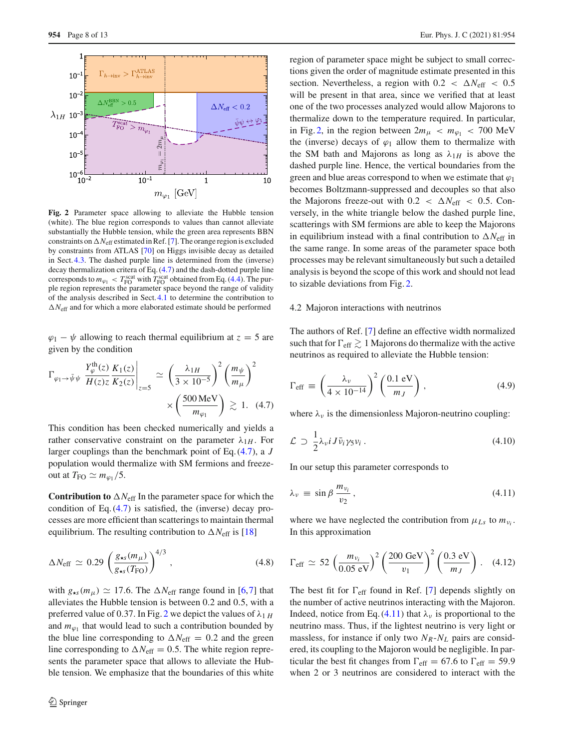**Fig. 2** Parameter space allowing to alleviate the Hubble tension (white). The blue region corresponds to values than cannot alleviate substantially the Hubble tension, while the green area represents BBN constraints on $\Delta N_{\rm eff}$ estimated in Ref. [7]. The orange region is excluded by constraints from ATLAS [70] on Higgs invisible decay as detailed in Sect. 4.3. The dashed purple line is determined from the (inverse) decay thermalization critera of Eq. (4.7) and the dash-dotted purple line corresponds to $m_{\varphi_1} < T_{\rm FO}^{\rm scat}$ with $T_{\rm FO}^{\rm scat}$ obtained from Eq. (4.4). The purple region represents the parameter space beyond the range of validity of the analysis described in Sect. 4.1 to determine the contribution to $\Delta N_{\rm eff}$ and for which a more elaborated estimate should be performed

$\varphi_1 - \psi$ allowing to reach thermal equilibrium at $z = 5$ are given by the condition

$$\Gamma_{\varphi_1 \to \bar{\psi}\psi} \left. \frac{Y_\varphi^{\rm th}(z)}{H(z) z} \frac{K_1(z)}{K_2(z)} \right|_{z=5} \simeq \left( \frac{\lambda_{1H}}{3 \times 10^{-5}} \right)^2 \left( \frac{m_\psi}{m_\mu} \right)^2 \times \left( \frac{500\,\text{MeV}}{m_{\varphi_1}} \right) \gtrsim 1. \quad (4.7)$$

This condition has been checked numerically and yields a rather conservative constraint on the parameter $\lambda_{1H}$. For larger couplings than the benchmark point of Eq. (4.7), a $J$ population would thermalize with SM fermions and freeze-out at $T_{\rm FO} \simeq m_{\varphi_1}/5$.

**Contribution to** $\Delta N_{\rm eff}$ In the parameter space for which the condition of Eq. (4.7) is satisfied, the (inverse) decay processes are more efficient than scatterings to maintain thermal equilibrium. The resulting contribution to $\Delta N_{\rm eff}$ is [18]

$$\Delta N_{\rm eff} \simeq 0.29 \left( \frac{g_{\star s}(m_\mu)}{g_{\star s}(T_{\rm FO})} \right)^{4/3}, \quad (4.8)$$

with $g_{\star s}(m_\mu) \simeq 17.6$. The $\Delta N_{\rm eff}$ range found in [6,7] that alleviates the Hubble tension is between 0.2 and 0.5, with a preferred value of 0.37. In Fig. 2 we depict the values of $\lambda_{1H}$ and $m_{\varphi_1}$ that would lead to such a contribution bounded by the blue line corresponding to $\Delta N_{\rm eff} = 0.2$ and the green line corresponding to $\Delta N_{\rm eff} = 0.5$. The white region represents the parameter space that allows to alleviate the Hubble tension. We emphasize that the boundaries of this white region of parameter space might be subject to small corrections given the order of magnitude estimate presented in this section. Nevertheless, a region with $0.2 < \Delta N_{\rm eff} < 0.5$ will be present in that area, since we verified that at least one of the two processes analyzed would allow Majorons to thermalize down to the temperature required. In particular, in Fig. 2, in the region between $2m_\mu < m_{\varphi_1} < 700$ MeV the (inverse) decays of $\varphi_1$ allow them to thermalize with the SM bath and Majorons as long as $\lambda_{1H}$ is above the dashed purple line. Hence, the vertical boundaries from the green and blue areas correspond to when we estimate that $\varphi_1$ becomes Boltzmann-suppressed and decouples so that also the Majorons freeze-out with $0.2 < \Delta N_{\rm eff} < 0.5$. Conversely, in the white triangle below the dashed purple line, scatterings with SM fermions are able to keep the Majorons in equilibrium instead with a final contribution to $\Delta N_{\rm eff}$ in the same range. In some areas of the parameter space both processes may be relevant simultaneously but such a detailed analysis is beyond the scope of this work and should not lead to sizable deviations from Fig. 2.

### 4.2 Majoron interactions with neutrinos

The authors of Ref. [7] define an effective width normalized such that for $\Gamma_{\rm eff} \gtrsim 1$ Majorons do thermalize with the active neutrinos as required to alleviate the Hubble tension:

$$\Gamma_{\rm eff} \equiv \left( \frac{\lambda_\nu}{4 \times 10^{-14}} \right)^2 \left( \frac{0.1\,\text{eV}}{m_J} \right), \quad (4.9)$$

where $\lambda_\nu$ is the dimensionless Majoron-neutrino coupling:

$$\mathcal{L} \supset \frac{1}{2} \lambda_\nu i J \bar{\nu}_i \gamma_5 \nu_i\,. \quad (4.10)$$

In our setup this parameter corresponds to

$$\lambda_\nu \equiv \sin\beta \frac{m_{\nu_i}}{v_2}, \quad (4.11)$$

where we have neglected the contribution from $\mu_{Ls}$ to $m_{\nu_i}$. In this approximation

$$\Gamma_{\rm eff} \simeq 52 \left( \frac{m_{\nu_i}}{0.05\,\text{eV}} \right)^2 \left( \frac{200\,\text{GeV}}{v_1} \right)^2 \left( \frac{0.3\,\text{eV}}{m_J} \right). \quad (4.12)$$

The best fit for $\Gamma_{\rm eff}$ found in Ref. [7] depends slightly on the number of active neutrinos interacting with the Majoron. Indeed, notice from Eq. (4.11) that $\lambda_\nu$ is proportional to the neutrino mass. Thus, if the lightest neutrino is very light or massless, for instance if only two $N_R$-$N_L$ pairs are considered, its coupling to the Majoron would be negligible. In particular the best fit changes from $\Gamma_{\rm eff} = 67.6$ to $\Gamma_{\rm eff} = 59.9$ when 2 or 3 neutrinos are considered to interact with the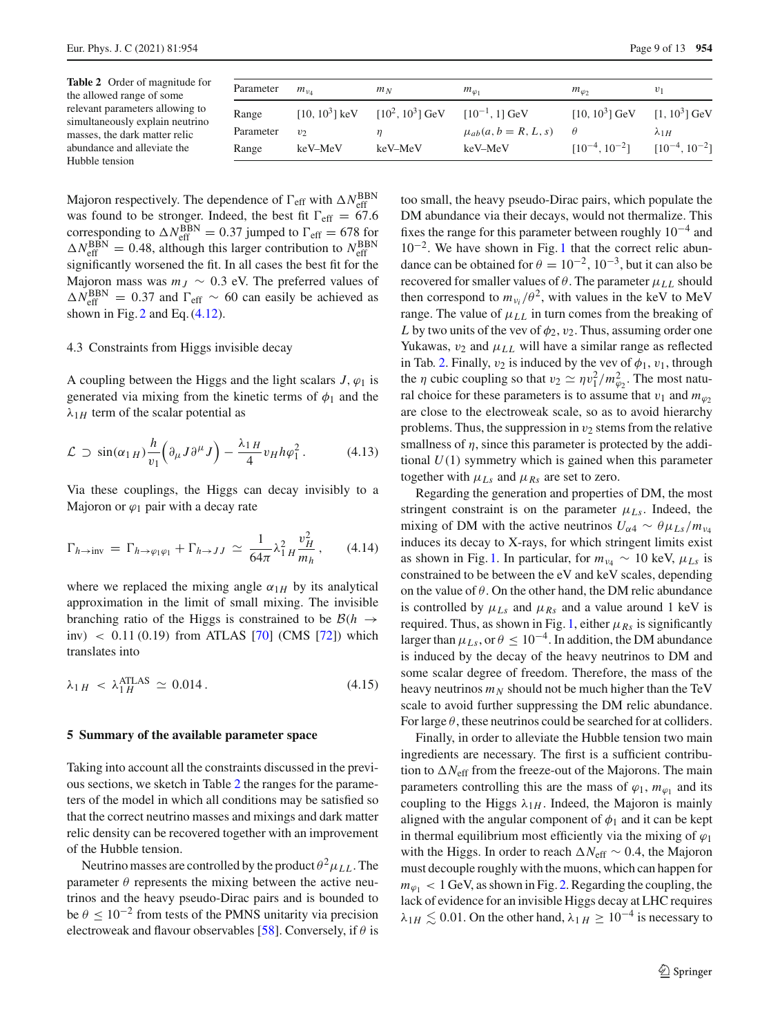**Table 2** Order of magnitude for the allowed range of some relevant parameters allowing to simultaneously explain neutrino masses, the dark matter relic abundance and alleviate the Hubble tension

| Parameter | $m_{\nu_4}$ | $m_N$ | $m_{\varphi_1}$ | $m_{\varphi_2}$ | $v_1$ |
|---|---|---|---|---|---|
| Range | [10, $10^3$] keV | [$10^2$, $10^3$] GeV | [$10^{-1}$, 1] GeV | [10, $10^3$] GeV | [1, $10^3$] GeV |
| Parameter | $v_2$ | $\eta$ | $\mu_{ab}(a, b = R, L, s)$ | $\theta$ | $\lambda_{1H}$ |
| Range | keV–MeV | keV–MeV | keV–MeV | [$10^{-4}$, $10^{-2}$] | [$10^{-4}$, $10^{-2}$] |

Majoron respectively. The dependence of $\Gamma_{\text{eff}}$ with $\Delta N_{\text{eff}}^{\text{BBN}}$ was found to be stronger. Indeed, the best fit $\Gamma_{\text{eff}} = 67.6$ corresponding to $\Delta N_{\text{eff}}^{\text{BBN}} = 0.37$ jumped to $\Gamma_{\text{eff}} = 678$ for $\Delta N_{\text{eff}}^{\text{BBN}} = 0.48$, although this larger contribution to $N_{\text{eff}}^{\text{BBN}}$ significantly worsened the fit. In all cases the best fit for the Majoron mass was $m_J \sim 0.3$ eV. The preferred values of $\Delta N_{\text{eff}}^{\text{BBN}} = 0.37$ and $\Gamma_{\text{eff}} \sim 60$ can easily be achieved as shown in Fig. 2 and Eq. (4.12).

### 4.3 Constraints from Higgs invisible decay

A coupling between the Higgs and the light scalars $J, \varphi_1$ is generated via mixing from the kinetic terms of $\phi_1$ and the $\lambda_{1H}$ term of the scalar potential as

$$\mathcal{L} \supset \sin(\alpha_{1H})\frac{h}{v_1}\left(\partial_\mu J \partial^\mu J\right) - \frac{\lambda_{1H}}{4} v_H h \varphi_1^2 . \tag{4.13}$$

Via these couplings, the Higgs can decay invisibly to a Majoron or $\varphi_1$ pair with a decay rate

$$\Gamma_{h\to\text{inv}} = \Gamma_{h\to\varphi_1\varphi_1} + \Gamma_{h\to JJ} \simeq \frac{1}{64\pi}\lambda_{1H}^2 \frac{v_H^2}{m_h} , \tag{4.14}$$

where we replaced the mixing angle $\alpha_{1H}$ by its analytical approximation in the limit of small mixing. The invisible branching ratio of the Higgs is constrained to be $\mathcal{B}(h \to \text{inv}) < 0.11\,(0.19)$ from ATLAS [70] (CMS [72]) which translates into

$$\lambda_{1H} < \lambda_{1H}^{\text{ATLAS}} \simeq 0.014 . \tag{4.15}$$

## 5 Summary of the available parameter space

Taking into account all the constraints discussed in the previous sections, we sketch in Table 2 the ranges for the parameters of the model in which all conditions may be satisfied so that the correct neutrino masses and mixings and dark matter relic density can be recovered together with an improvement of the Hubble tension.

Neutrino masses are controlled by the product $\theta^2\mu_{LL}$. The parameter $\theta$ represents the mixing between the active neutrinos and the heavy pseudo-Dirac pairs and is bounded to be $\theta \leq 10^{-2}$ from tests of the PMNS unitarity via precision electroweak and flavour observables [58]. Conversely, if $\theta$ is too small, the heavy pseudo-Dirac pairs, which populate the DM abundance via their decays, would not thermalize. This fixes the range for this parameter between roughly $10^{-4}$ and $10^{-2}$. We have shown in Fig. 1 that the correct relic abundance can be obtained for $\theta = 10^{-2}, 10^{-3}$, but it can also be recovered for smaller values of $\theta$. The parameter $\mu_{LL}$ should then correspond to $m_{\nu_i}/\theta^2$, with values in the keV to MeV range. The value of $\mu_{LL}$ in turn comes from the breaking of $L$ by two units of the vev of $\phi_2$, $v_2$. Thus, assuming order one Yukawas, $v_2$ and $\mu_{LL}$ will have a similar range as reflected in Tab. 2. Finally, $v_2$ is induced by the vev of $\phi_1$, $v_1$, through the $\eta$ cubic coupling so that $v_2 \simeq \eta v_1^2/m_{\varphi_2}^2$. The most natural choice for these parameters is to assume that $v_1$ and $m_{\varphi_2}$ are close to the electroweak scale, so as to avoid hierarchy problems. Thus, the suppression in $v_2$ stems from the relative smallness of $\eta$, since this parameter is protected by the additional $U(1)$ symmetry which is gained when this parameter together with $\mu_{Ls}$ and $\mu_{Rs}$ are set to zero.

Regarding the generation and properties of DM, the most stringent constraint is on the parameter $\mu_{Ls}$. Indeed, the mixing of DM with the active neutrinos $U_{\alpha 4} \sim \theta\mu_{Ls}/m_{\nu_4}$ induces its decay to X-rays, for which stringent limits exist as shown in Fig. 1. In particular, for $m_{\nu_4} \sim 10$ keV, $\mu_{Ls}$ is constrained to be between the eV and keV scales, depending on the value of $\theta$. On the other hand, the DM relic abundance is controlled by $\mu_{Ls}$ and $\mu_{Rs}$ and a value around 1 keV is required. Thus, as shown in Fig. 1, either $\mu_{Rs}$ is significantly larger than $\mu_{Ls}$, or $\theta \leq 10^{-4}$. In addition, the DM abundance is induced by the decay of the heavy neutrinos to DM and some scalar degree of freedom. Therefore, the mass of the heavy neutrinos $m_N$ should not be much higher than the TeV scale to avoid further suppressing the DM relic abundance. For large $\theta$, these neutrinos could be searched for at colliders.

Finally, in order to alleviate the Hubble tension two main ingredients are necessary. The first is a sufficient contribution to $\Delta N_{\text{eff}}$ from the freeze-out of the Majorons. The main parameters controlling this are the mass of $\varphi_1$, $m_{\varphi_1}$ and its coupling to the Higgs $\lambda_{1H}$. Indeed, the Majoron is mainly aligned with the angular component of $\phi_1$ and it can be kept in thermal equilibrium most efficiently via the mixing of $\varphi_1$ with the Higgs. In order to reach $\Delta N_{\text{eff}} \sim 0.4$, the Majoron must decouple roughly with the muons, which can happen for $m_{\varphi_1} < 1$ GeV, as shown in Fig. 2. Regarding the coupling, the lack of evidence for an invisible Higgs decay at LHC requires $\lambda_{1H} \lesssim 0.01$. On the other hand, $\lambda_{1H} \geq 10^{-4}$ is necessary to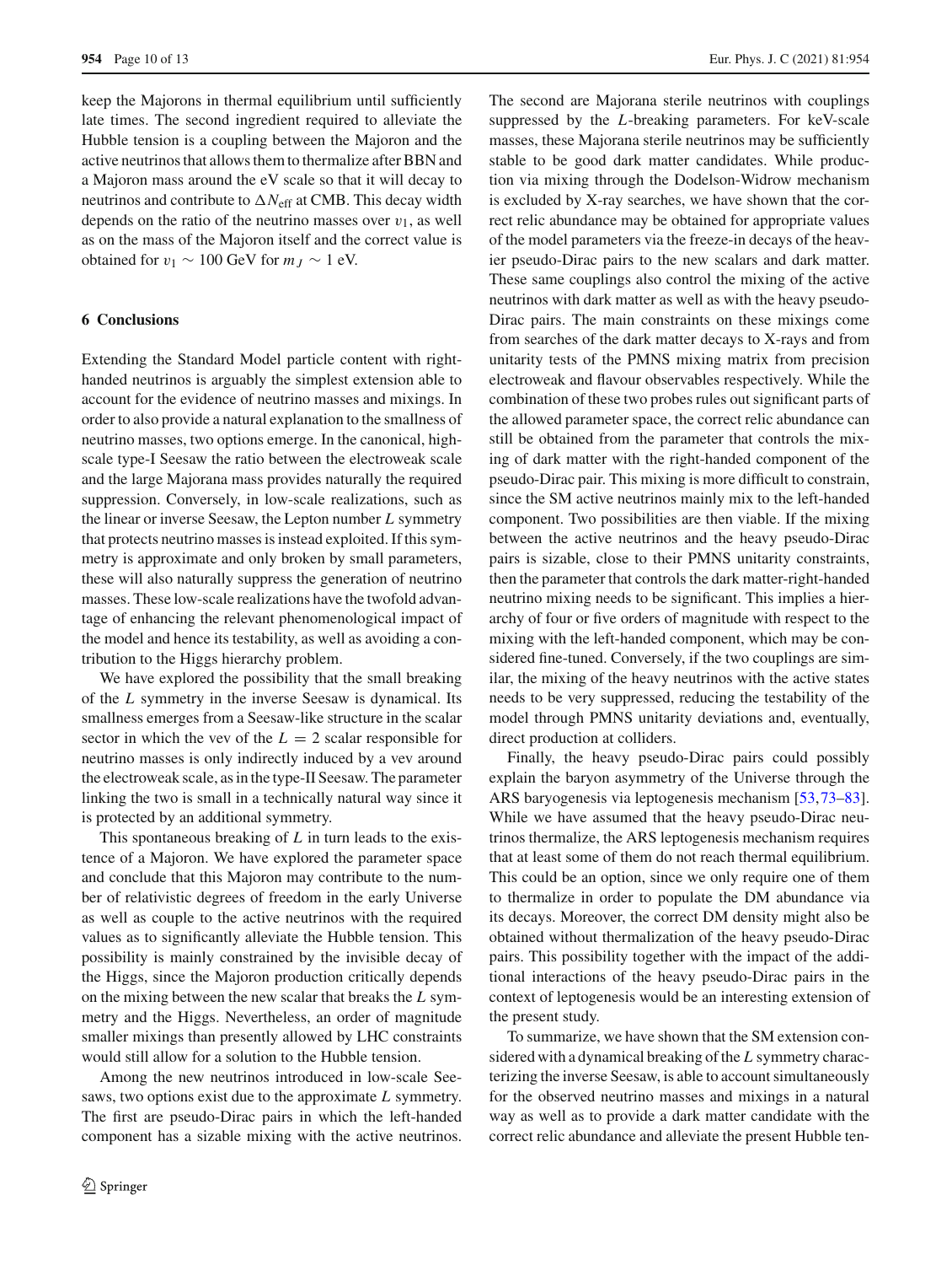keep the Majorons in thermal equilibrium until sufficiently late times. The second ingredient required to alleviate the Hubble tension is a coupling between the Majoron and the active neutrinos that allows them to thermalize after BBN and a Majoron mass around the eV scale so that it will decay to neutrinos and contribute to $\Delta N_{\text{eff}}$ at CMB. This decay width depends on the ratio of the neutrino masses over $v_1$, as well as on the mass of the Majoron itself and the correct value is obtained for $v_1 \sim 100$ GeV for $m_J \sim 1$ eV.

## 6 Conclusions

Extending the Standard Model particle content with right-handed neutrinos is arguably the simplest extension able to account for the evidence of neutrino masses and mixings. In order to also provide a natural explanation to the smallness of neutrino masses, two options emerge. In the canonical, high-scale type-I Seesaw the ratio between the electroweak scale and the large Majorana mass provides naturally the required suppression. Conversely, in low-scale realizations, such as the linear or inverse Seesaw, the Lepton number $L$ symmetry that protects neutrino masses is instead exploited. If this symmetry is approximate and only broken by small parameters, these will also naturally suppress the generation of neutrino masses. These low-scale realizations have the twofold advantage of enhancing the relevant phenomenological impact of the model and hence its testability, as well as avoiding a contribution to the Higgs hierarchy problem.

We have explored the possibility that the small breaking of the $L$ symmetry in the inverse Seesaw is dynamical. Its smallness emerges from a Seesaw-like structure in the scalar sector in which the vev of the $L = 2$ scalar responsible for neutrino masses is only indirectly induced by a vev around the electroweak scale, as in the type-II Seesaw. The parameter linking the two is small in a technically natural way since it is protected by an additional symmetry.

This spontaneous breaking of $L$ in turn leads to the existence of a Majoron. We have explored the parameter space and conclude that this Majoron may contribute to the number of relativistic degrees of freedom in the early Universe as well as couple to the active neutrinos with the required values as to significantly alleviate the Hubble tension. This possibility is mainly constrained by the invisible decay of the Higgs, since the Majoron production critically depends on the mixing between the new scalar that breaks the $L$ symmetry and the Higgs. Nevertheless, an order of magnitude smaller mixings than presently allowed by LHC constraints would still allow for a solution to the Hubble tension.

Among the new neutrinos introduced in low-scale Seesaws, two options exist due to the approximate $L$ symmetry. The first are pseudo-Dirac pairs in which the left-handed component has a sizable mixing with the active neutrinos. The second are Majorana sterile neutrinos with couplings suppressed by the $L$-breaking parameters. For keV-scale masses, these Majorana sterile neutrinos may be sufficiently stable to be good dark matter candidates. While production via mixing through the Dodelson-Widrow mechanism is excluded by X-ray searches, we have shown that the correct relic abundance may be obtained for appropriate values of the model parameters via the freeze-in decays of the heavier pseudo-Dirac pairs to the new scalars and dark matter. These same couplings also control the mixing of the active neutrinos with dark matter as well as with the heavy pseudo-Dirac pairs. The main constraints on these mixings come from searches of the dark matter decays to X-rays and from unitarity tests of the PMNS mixing matrix from precision electroweak and flavour observables respectively. While the combination of these two probes rules out significant parts of the allowed parameter space, the correct relic abundance can still be obtained from the parameter that controls the mixing of dark matter with the right-handed component of the pseudo-Dirac pair. This mixing is more difficult to constrain, since the SM active neutrinos mainly mix to the left-handed component. Two possibilities are then viable. If the mixing between the active neutrinos and the heavy pseudo-Dirac pairs is sizable, close to their PMNS unitarity constraints, then the parameter that controls the dark matter-right-handed neutrino mixing needs to be significant. This implies a hierarchy of four or five orders of magnitude with respect to the mixing with the left-handed component, which may be considered fine-tuned. Conversely, if the two couplings are similar, the mixing of the heavy neutrinos with the active states needs to be very suppressed, reducing the testability of the model through PMNS unitarity deviations and, eventually, direct production at colliders.

Finally, the heavy pseudo-Dirac pairs could possibly explain the baryon asymmetry of the Universe through the ARS baryogenesis via leptogenesis mechanism [53,73–83]. While we have assumed that the heavy pseudo-Dirac neutrinos thermalize, the ARS leptogenesis mechanism requires that at least some of them do not reach thermal equilibrium. This could be an option, since we only require one of them to thermalize in order to populate the DM abundance via its decays. Moreover, the correct DM density might also be obtained without thermalization of the heavy pseudo-Dirac pairs. This possibility together with the impact of the additional interactions of the heavy pseudo-Dirac pairs in the context of leptogenesis would be an interesting extension of the present study.

To summarize, we have shown that the SM extension considered with a dynamical breaking of the $L$ symmetry characterizing the inverse Seesaw, is able to account simultaneously for the observed neutrino masses and mixings in a natural way as well as to provide a dark matter candidate with the correct relic abundance and alleviate the present Hubble ten-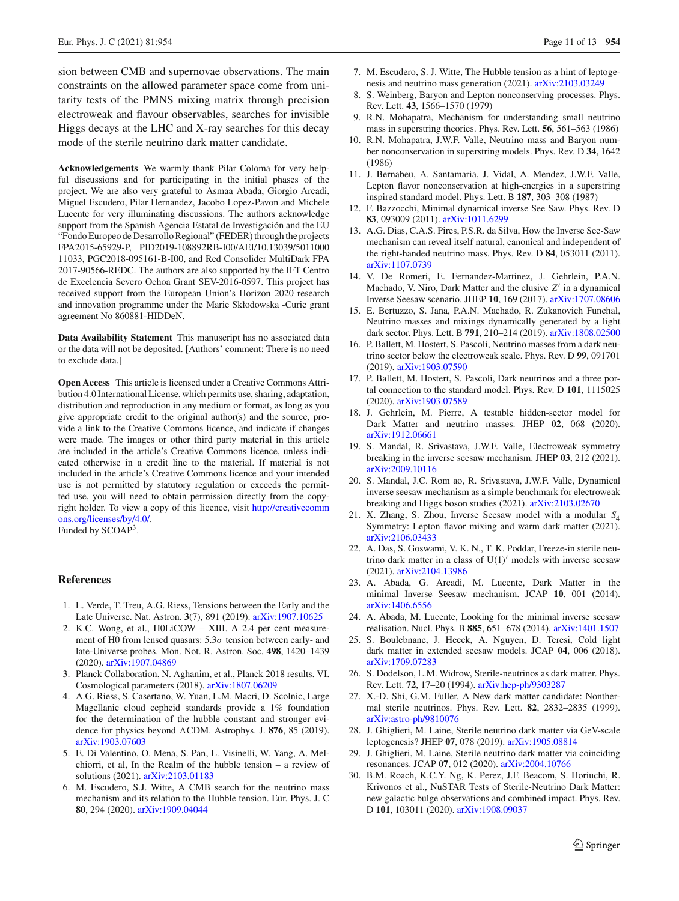sion between CMB and supernovae observations. The main constraints on the allowed parameter space come from unitarity tests of the PMNS mixing matrix through precision electroweak and flavour observables, searches for invisible Higgs decays at the LHC and X-ray searches for this decay mode of the sterile neutrino dark matter candidate.

**Acknowledgements** We warmly thank Pilar Coloma for very helpful discussions and for participating in the initial phases of the project. We are also very grateful to Asmaa Abada, Giorgio Arcadi, Miguel Escudero, Pilar Hernandez, Jacobo Lopez-Pavon and Michele Lucente for very illuminating discussions. The authors acknowledge support from the Spanish Agencia Estatal de Investigación and the EU "Fondo Europeo de Desarrollo Regional" (FEDER) through the projects FPA2015-65929-P, PID2019-108892RB-I00/AEI/10.13039/501100011033, PGC2018-095161-B-I00, and Red Consolider MultiDark FPA 2017-90566-REDC. The authors are also supported by the IFT Centro de Excelencia Severo Ochoa Grant SEV-2016-0597. This project has received support from the European Union's Horizon 2020 research and innovation programme under the Marie Skłodowska -Curie grant agreement No 860881-HIDDeN.

**Data Availability Statement** This manuscript has no associated data or the data will not be deposited. [Authors' comment: There is no need to exclude data.]

**Open Access** This article is licensed under a Creative Commons Attribution 4.0 International License, which permits use, sharing, adaptation, distribution and reproduction in any medium or format, as long as you give appropriate credit to the original author(s) and the source, provide a link to the Creative Commons licence, and indicate if changes were made. The images or other third party material in this article are included in the article's Creative Commons licence, unless indicated otherwise in a credit line to the material. If material is not included in the article's Creative Commons licence and your intended use is not permitted by statutory regulation or exceeds the permitted use, you will need to obtain permission directly from the copyright holder. To view a copy of this licence, visit http://creativecommons.org/licenses/by/4.0/.
Funded by SCOAP[3].

## References

1. L. Verde, T. Treu, A.G. Riess, Tensions between the Early and the Late Universe. Nat. Astron. **3**(7), 891 (2019). arXiv:1907.10625
2. K.C. Wong, et al., H0LiCOW – XIII. A 2.4 per cent measurement of H0 from lensed quasars: 5.3$\sigma$ tension between early- and late-Universe probes. Mon. Not. R. Astron. Soc. **498**, 1420–1439 (2020). arXiv:1907.04869
3. Planck Collaboration, N. Aghanim, et al., Planck 2018 results. VI. Cosmological parameters (2018). arXiv:1807.06209
4. A.G. Riess, S. Casertano, W. Yuan, L.M. Macri, D. Scolnic, Large Magellanic cloud cepheid standards provide a 1% foundation for the determination of the hubble constant and stronger evidence for physics beyond $\Lambda$CDM. Astrophys. J. **876**, 85 (2019). arXiv:1903.07603
5. E. Di Valentino, O. Mena, S. Pan, L. Visinelli, W. Yang, A. Melchiorri, et al, In the Realm of the hubble tension – a review of solutions (2021). arXiv:2103.01183
6. M. Escudero, S.J. Witte, A CMB search for the neutrino mass mechanism and its relation to the Hubble tension. Eur. Phys. J. C **80**, 294 (2020). arXiv:1909.04044
7. M. Escudero, S. J. Witte, The Hubble tension as a hint of leptogenesis and neutrino mass generation (2021). arXiv:2103.03249
8. S. Weinberg, Baryon and Lepton nonconserving processes. Phys. Rev. Lett. **43**, 1566–1570 (1979)
9. R.N. Mohapatra, Mechanism for understanding small neutrino mass in superstring theories. Phys. Rev. Lett. **56**, 561–563 (1986)
10. R.N. Mohapatra, J.W.F. Valle, Neutrino mass and Baryon number nonconservation in superstring models. Phys. Rev. D **34**, 1642 (1986)
11. J. Bernabeu, A. Santamaria, J. Vidal, A. Mendez, J.W.F. Valle, Lepton flavor nonconservation at high-energies in a superstring inspired standard model. Phys. Lett. B **187**, 303–308 (1987)
12. F. Bazzocchi, Minimal dynamical inverse See Saw. Phys. Rev. D **83**, 093009 (2011). arXiv:1011.6299
13. A.G. Dias, C.A.S. Pires, P.S.R. da Silva, How the Inverse See-Saw mechanism can reveal itself natural, canonical and independent of the right-handed neutrino mass. Phys. Rev. D **84**, 053011 (2011). arXiv:1107.0739
14. V. De Romeri, E. Fernandez-Martinez, J. Gehrlein, P.A.N. Machado, V. Niro, Dark Matter and the elusive $Z'$ in a dynamical Inverse Seesaw scenario. JHEP **10**, 169 (2017). arXiv:1707.08606
15. E. Bertuzzo, S. Jana, P.A.N. Machado, R. Zukanovich Funchal, Neutrino masses and mixings dynamically generated by a light dark sector. Phys. Lett. B **791**, 210–214 (2019). arXiv:1808.02500
16. P. Ballett, M. Hostert, S. Pascoli, Neutrino masses from a dark neutrino sector below the electroweak scale. Phys. Rev. D **99**, 091701 (2019). arXiv:1903.07590
17. P. Ballett, M. Hostert, S. Pascoli, Dark neutrinos and a three portal connection to the standard model. Phys. Rev. D **101**, 1115025 (2020). arXiv:1903.07589
18. J. Gehrlein, M. Pierre, A testable hidden-sector model for Dark Matter and neutrino masses. JHEP **02**, 068 (2020). arXiv:1912.06661
19. S. Mandal, R. Srivastava, J.W.F. Valle, Electroweak symmetry breaking in the inverse seesaw mechanism. JHEP **03**, 212 (2021). arXiv:2009.10116
20. S. Mandal, J.C. Rom ao, R. Srivastava, J.W.F. Valle, Dynamical inverse seesaw mechanism as a simple benchmark for electroweak breaking and Higgs boson studies (2021). arXiv:2103.02670
21. X. Zhang, S. Zhou, Inverse Seesaw model with a modular $S_4$ Symmetry: Lepton flavor mixing and warm dark matter (2021). arXiv:2106.03433
22. A. Das, S. Goswami, V. K. N., T. K. Poddar, Freeze-in sterile neutrino dark matter in a class of $U(1)'$ models with inverse seesaw (2021). arXiv:2104.13986
23. A. Abada, G. Arcadi, M. Lucente, Dark Matter in the minimal Inverse Seesaw mechanism. JCAP **10**, 001 (2014). arXiv:1406.6556
24. A. Abada, M. Lucente, Looking for the minimal inverse seesaw realisation. Nucl. Phys. B **885**, 651–678 (2014). arXiv:1401.1507
25. S. Boulebnane, J. Heeck, A. Nguyen, D. Teresi, Cold light dark matter in extended seesaw models. JCAP **04**, 006 (2018). arXiv:1709.07283
26. S. Dodelson, L.M. Widrow, Sterile-neutrinos as dark matter. Phys. Rev. Lett. **72**, 17–20 (1994). arXiv:hep-ph/9303287
27. X.-D. Shi, G.M. Fuller, A New dark matter candidate: Nonthermal sterile neutrinos. Phys. Rev. Lett. **82**, 2832–2835 (1999). arXiv:astro-ph/9810076
28. J. Ghiglieri, M. Laine, Sterile neutrino dark matter via GeV-scale leptogenesis? JHEP **07**, 078 (2019). arXiv:1905.08814
29. J. Ghiglieri, M. Laine, Sterile neutrino dark matter via coinciding resonances. JCAP **07**, 012 (2020). arXiv:2004.10766
30. B.M. Roach, K.C.Y. Ng, K. Perez, J.F. Beacom, S. Horiuchi, R. Krivonos et al., NuSTAR Tests of Sterile-Neutrino Dark Matter: new galactic bulge observations and combined impact. Phys. Rev. D **101**, 103011 (2020). arXiv:1908.09037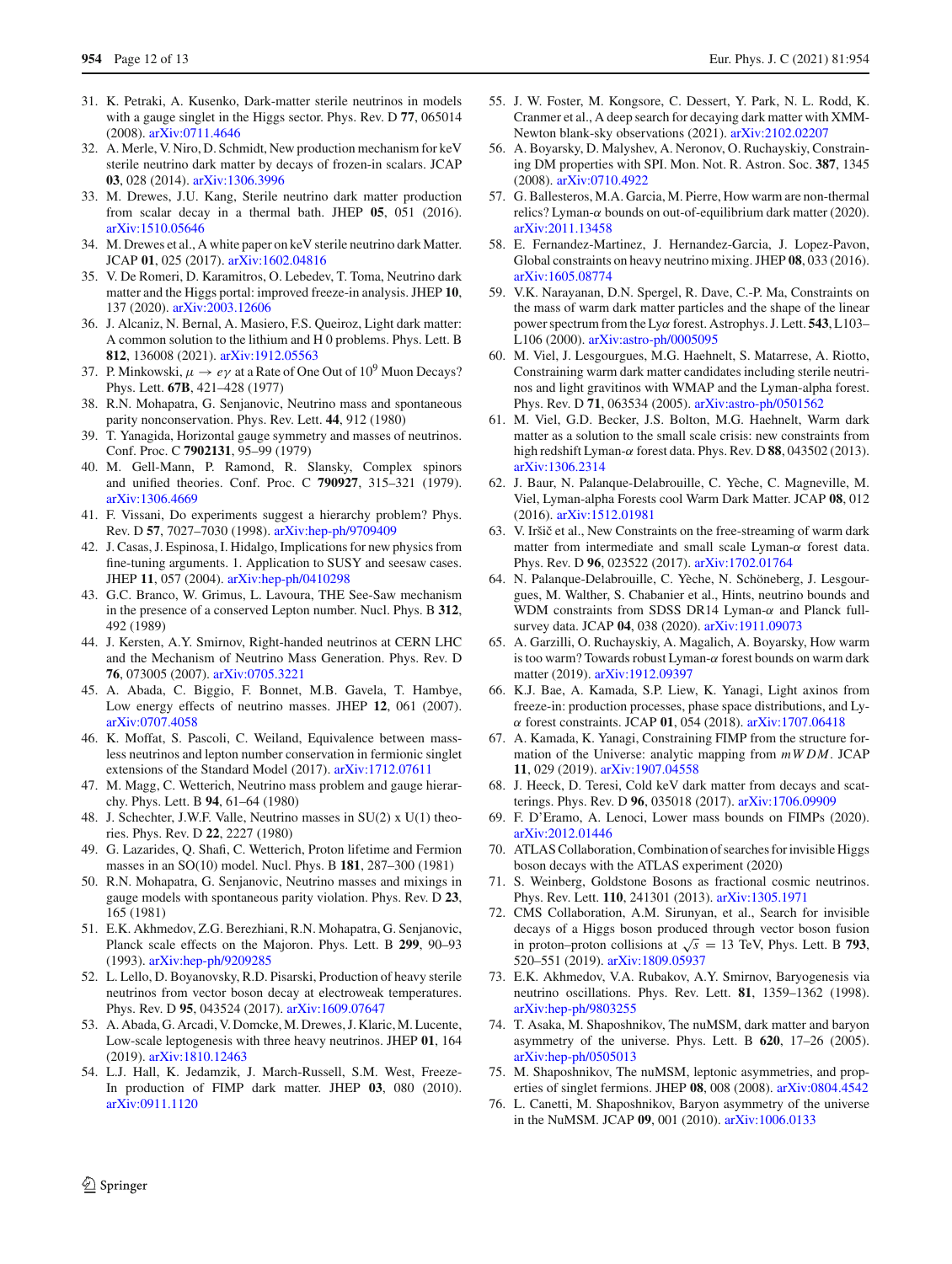31. K. Petraki, A. Kusenko, Dark-matter sterile neutrinos in models with a gauge singlet in the Higgs sector. Phys. Rev. D **77**, 065014 (2008). arXiv:0711.4646
32. A. Merle, V. Niro, D. Schmidt, New production mechanism for keV sterile neutrino dark matter by decays of frozen-in scalars. JCAP **03**, 028 (2014). arXiv:1306.3996
33. M. Drewes, J.U. Kang, Sterile neutrino dark matter production from scalar decay in a thermal bath. JHEP **05**, 051 (2016). arXiv:1510.05646
34. M. Drewes et al., A white paper on keV sterile neutrino dark Matter. JCAP **01**, 025 (2017). arXiv:1602.04816
35. V. De Romeri, D. Karamitros, O. Lebedev, T. Toma, Neutrino dark matter and the Higgs portal: improved freeze-in analysis. JHEP **10**, 137 (2020). arXiv:2003.12606
36. J. Alcaniz, N. Bernal, A. Masiero, F.S. Queiroz, Light dark matter: A common solution to the lithium and H 0 problems. Phys. Lett. B **812**, 136008 (2021). arXiv:1912.05563
37. P. Minkowski, $\mu \to e\gamma$ at a Rate of One Out of $10^9$ Muon Decays? Phys. Lett. **67B**, 421–428 (1977)
38. R.N. Mohapatra, G. Senjanovic, Neutrino mass and spontaneous parity nonconservation. Phys. Rev. Lett. **44**, 912 (1980)
39. T. Yanagida, Horizontal gauge symmetry and masses of neutrinos. Conf. Proc. C **7902131**, 95–99 (1979)
40. M. Gell-Mann, P. Ramond, R. Slansky, Complex spinors and unified theories. Conf. Proc. C **790927**, 315–321 (1979). arXiv:1306.4669
41. F. Vissani, Do experiments suggest a hierarchy problem? Phys. Rev. D **57**, 7027–7030 (1998). arXiv:hep-ph/9709409
42. J. Casas, J. Espinosa, I. Hidalgo, Implications for new physics from fine-tuning arguments. 1. Application to SUSY and seesaw cases. JHEP **11**, 057 (2004). arXiv:hep-ph/0410298
43. G.C. Branco, W. Grimus, L. Lavoura, THE See-Saw mechanism in the presence of a conserved Lepton number. Nucl. Phys. B **312**, 492 (1989)
44. J. Kersten, A.Y. Smirnov, Right-handed neutrinos at CERN LHC and the Mechanism of Neutrino Mass Generation. Phys. Rev. D **76**, 073005 (2007). arXiv:0705.3221
45. A. Abada, C. Biggio, F. Bonnet, M.B. Gavela, T. Hambye, Low energy effects of neutrino masses. JHEP **12**, 061 (2007). arXiv:0707.4058
46. K. Moffat, S. Pascoli, C. Weiland, Equivalence between massless neutrinos and lepton number conservation in fermionic singlet extensions of the Standard Model (2017). arXiv:1712.07611
47. M. Magg, C. Wetterich, Neutrino mass problem and gauge hierarchy. Phys. Lett. B **94**, 61–64 (1980)
48. J. Schechter, J.W.F. Valle, Neutrino masses in SU(2) x U(1) theories. Phys. Rev. D **22**, 2227 (1980)
49. G. Lazarides, Q. Shafi, C. Wetterich, Proton lifetime and Fermion masses in an SO(10) model. Nucl. Phys. B **181**, 287–300 (1981)
50. R.N. Mohapatra, G. Senjanovic, Neutrino masses and mixings in gauge models with spontaneous parity violation. Phys. Rev. D **23**, 165 (1981)
51. E.K. Akhmedov, Z.G. Berezhiani, R.N. Mohapatra, G. Senjanovic, Planck scale effects on the Majoron. Phys. Lett. B **299**, 90–93 (1993). arXiv:hep-ph/9209285
52. L. Lello, D. Boyanovsky, R.D. Pisarski, Production of heavy sterile neutrinos from vector boson decay at electroweak temperatures. Phys. Rev. D **95**, 043524 (2017). arXiv:1609.07647
53. A. Abada, G. Arcadi, V. Domcke, M. Drewes, J. Klaric, M. Lucente, Low-scale leptogenesis with three heavy neutrinos. JHEP **01**, 164 (2019). arXiv:1810.12463
54. L.J. Hall, K. Jedamzik, J. March-Russell, S.M. West, Freeze-In production of FIMP dark matter. JHEP **03**, 080 (2010). arXiv:0911.1120
55. J. W. Foster, M. Kongsore, C. Dessert, Y. Park, N. L. Rodd, K. Cranmer et al., A deep search for decaying dark matter with XMM-Newton blank-sky observations (2021). arXiv:2102.02207
56. A. Boyarsky, D. Malyshev, A. Neronov, O. Ruchayskiy, Constraining DM properties with SPI. Mon. Not. R. Astron. Soc. **387**, 1345 (2008). arXiv:0710.4922
57. G. Ballesteros, M.A. Garcia, M. Pierre, How warm are non-thermal relics? Lyman-$\alpha$ bounds on out-of-equilibrium dark matter (2020). arXiv:2011.13458
58. E. Fernandez-Martinez, J. Hernandez-Garcia, J. Lopez-Pavon, Global constraints on heavy neutrino mixing. JHEP **08**, 033 (2016). arXiv:1605.08774
59. V.K. Narayanan, D.N. Spergel, R. Dave, C.-P. Ma, Constraints on the mass of warm dark matter particles and the shape of the linear power spectrum from the Ly$\alpha$ forest. Astrophys. J. Lett. **543**, L103–L106 (2000). arXiv:astro-ph/0005095
60. M. Viel, J. Lesgourgues, M.G. Haehnelt, S. Matarrese, A. Riotto, Constraining warm dark matter candidates including sterile neutrinos and light gravitinos with WMAP and the Lyman-alpha forest. Phys. Rev. D **71**, 063534 (2005). arXiv:astro-ph/0501562
61. M. Viel, G.D. Becker, J.S. Bolton, M.G. Haehnelt, Warm dark matter as a solution to the small scale crisis: new constraints from high redshift Lyman-$\alpha$ forest data. Phys. Rev. D **88**, 043502 (2013). arXiv:1306.2314
62. J. Baur, N. Palanque-Delabrouille, C. Yèche, C. Magneville, M. Viel, Lyman-alpha Forests cool Warm Dark Matter. JCAP **08**, 012 (2016). arXiv:1512.01981
63. V. Iršič et al., New Constraints on the free-streaming of warm dark matter from intermediate and small scale Lyman-$\alpha$ forest data. Phys. Rev. D **96**, 023522 (2017). arXiv:1702.01764
64. N. Palanque-Delabrouille, C. Yèche, N. Schöneberg, J. Lesgourgues, M. Walther, S. Chabanier et al., Hints, neutrino bounds and WDM constraints from SDSS DR14 Lyman-$\alpha$ and Planck full-survey data. JCAP **04**, 038 (2020). arXiv:1911.09073
65. A. Garzilli, O. Ruchayskiy, A. Magalich, A. Boyarsky, How warm is too warm? Towards robust Lyman-$\alpha$ forest bounds on warm dark matter (2019). arXiv:1912.09397
66. K.J. Bae, A. Kamada, S.P. Liew, K. Yanagi, Light axinos from freeze-in: production processes, phase space distributions, and Ly-$\alpha$ forest constraints. JCAP **01**, 054 (2018). arXiv:1707.06418
67. A. Kamada, K. Yanagi, Constraining FIMP from the structure formation of the Universe: analytic mapping from $mWDM$. JCAP **11**, 029 (2019). arXiv:1907.04558
68. J. Heeck, D. Teresi, Cold keV dark matter from decays and scatterings. Phys. Rev. D **96**, 035018 (2017). arXiv:1706.09909
69. F. D'Eramo, A. Lenoci, Lower mass bounds on FIMPs (2020). arXiv:2012.01446
70. ATLAS Collaboration, Combination of searches for invisible Higgs boson decays with the ATLAS experiment (2020)
71. S. Weinberg, Goldstone Bosons as fractional cosmic neutrinos. Phys. Rev. Lett. **110**, 241301 (2013). arXiv:1305.1971
72. CMS Collaboration, A.M. Sirunyan, et al., Search for invisible decays of a Higgs boson produced through vector boson fusion in proton–proton collisions at $\sqrt{s} = 13$ TeV, Phys. Lett. B **793**, 520–551 (2019). arXiv:1809.05937
73. E.K. Akhmedov, V.A. Rubakov, A.Y. Smirnov, Baryogenesis via neutrino oscillations. Phys. Rev. Lett. **81**, 1359–1362 (1998). arXiv:hep-ph/9803255
74. T. Asaka, M. Shaposhnikov, The nuMSM, dark matter and baryon asymmetry of the universe. Phys. Lett. B **620**, 17–26 (2005). arXiv:hep-ph/0505013
75. M. Shaposhnikov, The nuMSM, leptonic asymmetries, and properties of singlet fermions. JHEP **08**, 008 (2008). arXiv:0804.4542
76. L. Canetti, M. Shaposhnikov, Baryon asymmetry of the universe in the NuMSM. JCAP **09**, 001 (2010). arXiv:1006.0133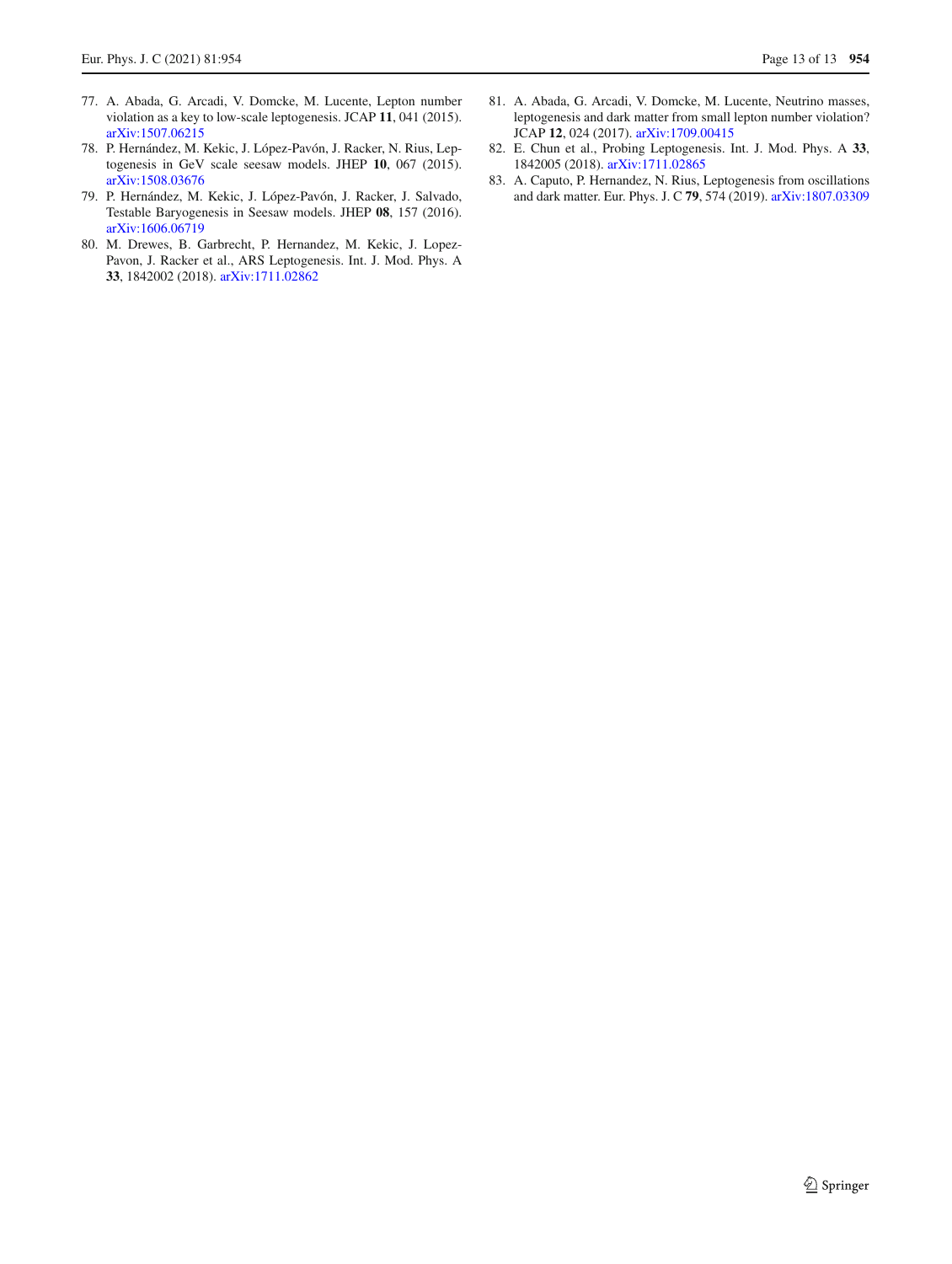77. A. Abada, G. Arcadi, V. Domcke, M. Lucente, Lepton number violation as a key to low-scale leptogenesis. JCAP **11**, 041 (2015). arXiv:1507.06215
78. P. Hernández, M. Kekic, J. López-Pavón, J. Racker, N. Rius, Leptogenesis in GeV scale seesaw models. JHEP **10**, 067 (2015). arXiv:1508.03676
79. P. Hernández, M. Kekic, J. López-Pavón, J. Racker, J. Salvado, Testable Baryogenesis in Seesaw models. JHEP **08**, 157 (2016). arXiv:1606.06719
80. M. Drewes, B. Garbrecht, P. Hernandez, M. Kekic, J. Lopez-Pavon, J. Racker et al., ARS Leptogenesis. Int. J. Mod. Phys. A **33**, 1842002 (2018). arXiv:1711.02862
81. A. Abada, G. Arcadi, V. Domcke, M. Lucente, Neutrino masses, leptogenesis and dark matter from small lepton number violation? JCAP **12**, 024 (2017). arXiv:1709.00415
82. E. Chun et al., Probing Leptogenesis. Int. J. Mod. Phys. A **33**, 1842005 (2018). arXiv:1711.02865
83. A. Caputo, P. Hernandez, N. Rius, Leptogenesis from oscillations and dark matter. Eur. Phys. J. C **79**, 574 (2019). arXiv:1807.03309